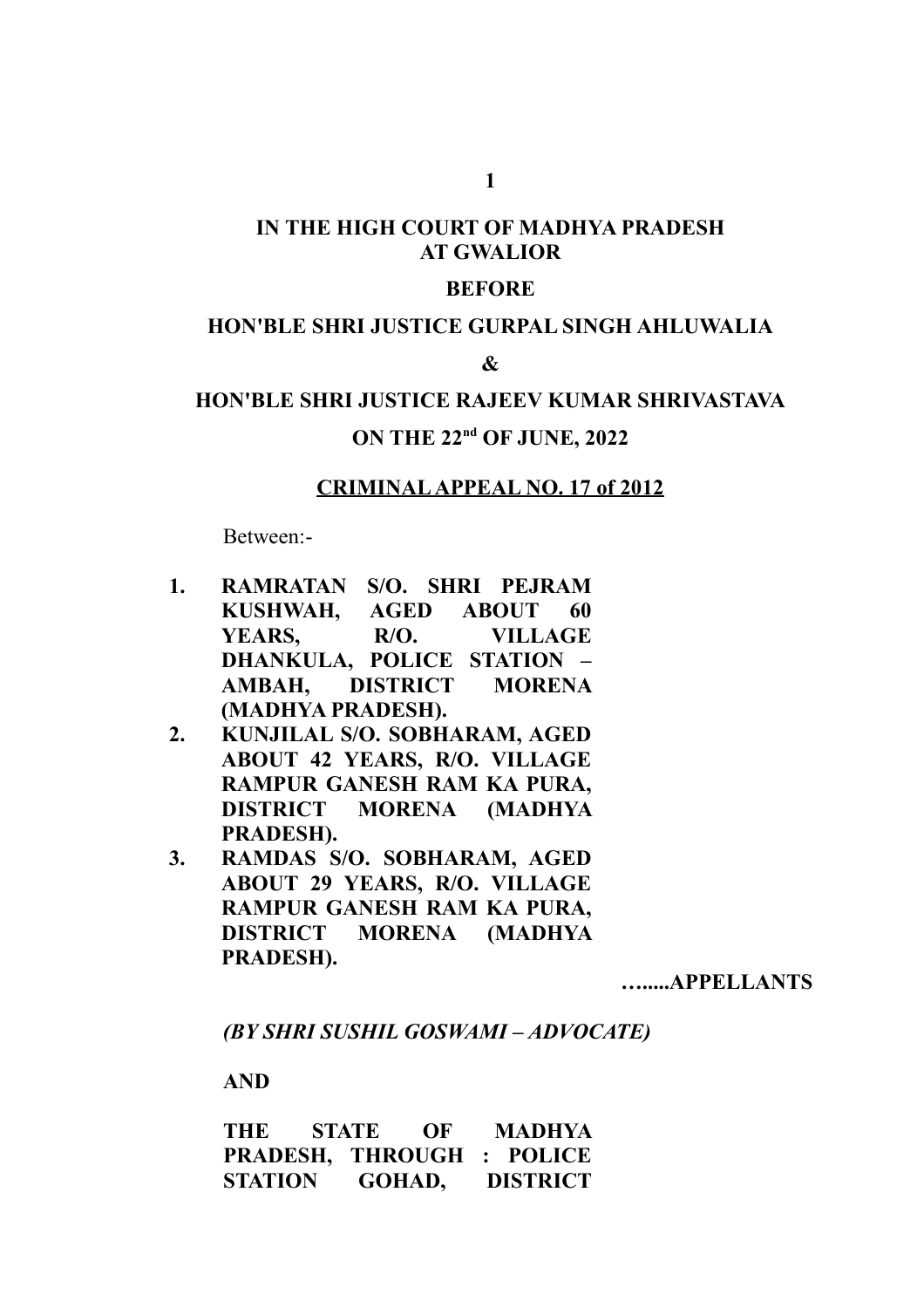**IN THE HIGH COURT OF MADHYA PRADESH AT GWALIOR**

**BEFORE**

**HON'BLE SHRI JUSTICE GURPAL SINGH AHLUWALIA**

**&**

**HON'BLE SHRI JUSTICE RAJEEV KUMAR SHRIVASTAVA**

**ON THE 22nd OF JUNE, 2022**

**CRIMINAL APPEAL NO. 17 of 2012**

Between:-

1. **RAMRATAN S/O. SHRI PEJRAM KUSHWAH, AGED ABOUT 60 YEARS, R/O. VILLAGE DHANKULA, POLICE STATION – AMBAH, DISTRICT MORENA (MADHYA PRADESH).**
2. **KUNJILAL S/O. SOBHARAM, AGED ABOUT 42 YEARS, R/O. VILLAGE RAMPUR GANESH RAM KA PURA, DISTRICT MORENA (MADHYA PRADESH).**
3. **RAMDAS S/O. SOBHARAM, AGED ABOUT 29 YEARS, R/O. VILLAGE RAMPUR GANESH RAM KA PURA, DISTRICT MORENA (MADHYA PRADESH).**

**…......APPELLANTS**

***(BY SHRI SUSHIL GOSWAMI – ADVOCATE)***

**AND**

**THE STATE OF MADHYA PRADESH, THROUGH : POLICE STATION GOHAD, DISTRICT**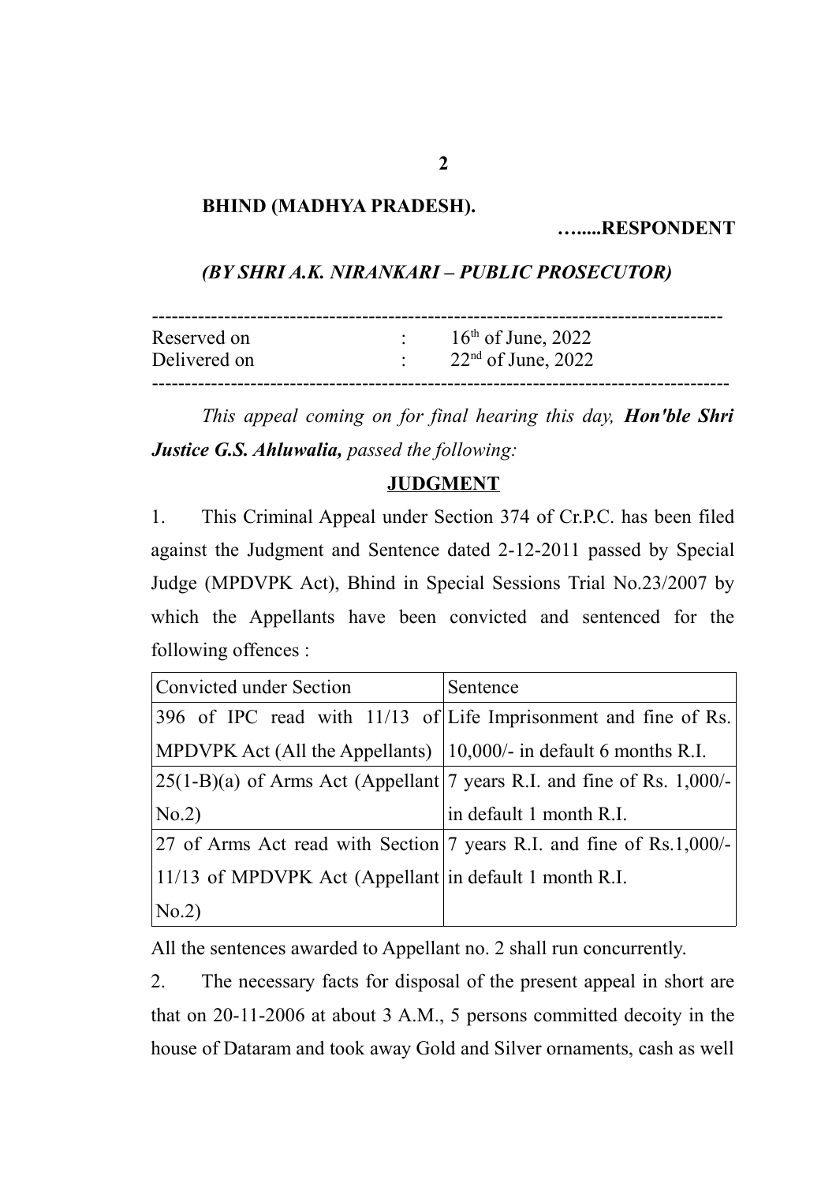**BHIND (MADHYA PRADESH).**

**…......RESPONDENT**

***(BY SHRI A.K. NIRANKARI – PUBLIC PROSECUTOR)***

---

| | | |
|---|---|---|
| Reserved on | : | 16th of June, 2022 |
| Delivered on | : | 22nd of June, 2022 |

---

*This appeal coming on for final hearing this day, **Hon'ble Shri Justice G.S. Ahluwalia,** passed the following:*

## JUDGMENT

1. This Criminal Appeal under Section 374 of Cr.P.C. has been filed against the Judgment and Sentence dated 2-12-2011 passed by Special Judge (MPDVPK Act), Bhind in Special Sessions Trial No.23/2007 by which the Appellants have been convicted and sentenced for the following offences :

| Convicted under Section | Sentence |
|---|---|
| 396 of IPC read with 11/13 of MPDVPK Act (All the Appellants) | Life Imprisonment and fine of Rs. 10,000/- in default 6 months R.I. |
| 25(1-B)(a) of Arms Act (Appellant No.2) | 7 years R.I. and fine of Rs. 1,000/- in default 1 month R.I. |
| 27 of Arms Act read with Section 11/13 of MPDVPK Act (Appellant No.2) | 7 years R.I. and fine of Rs.1,000/- in default 1 month R.I. |

All the sentences awarded to Appellant no. 2 shall run concurrently.

2. The necessary facts for disposal of the present appeal in short are that on 20-11-2006 at about 3 A.M., 5 persons committed decoity in the house of Dataram and took away Gold and Silver ornaments, cash as well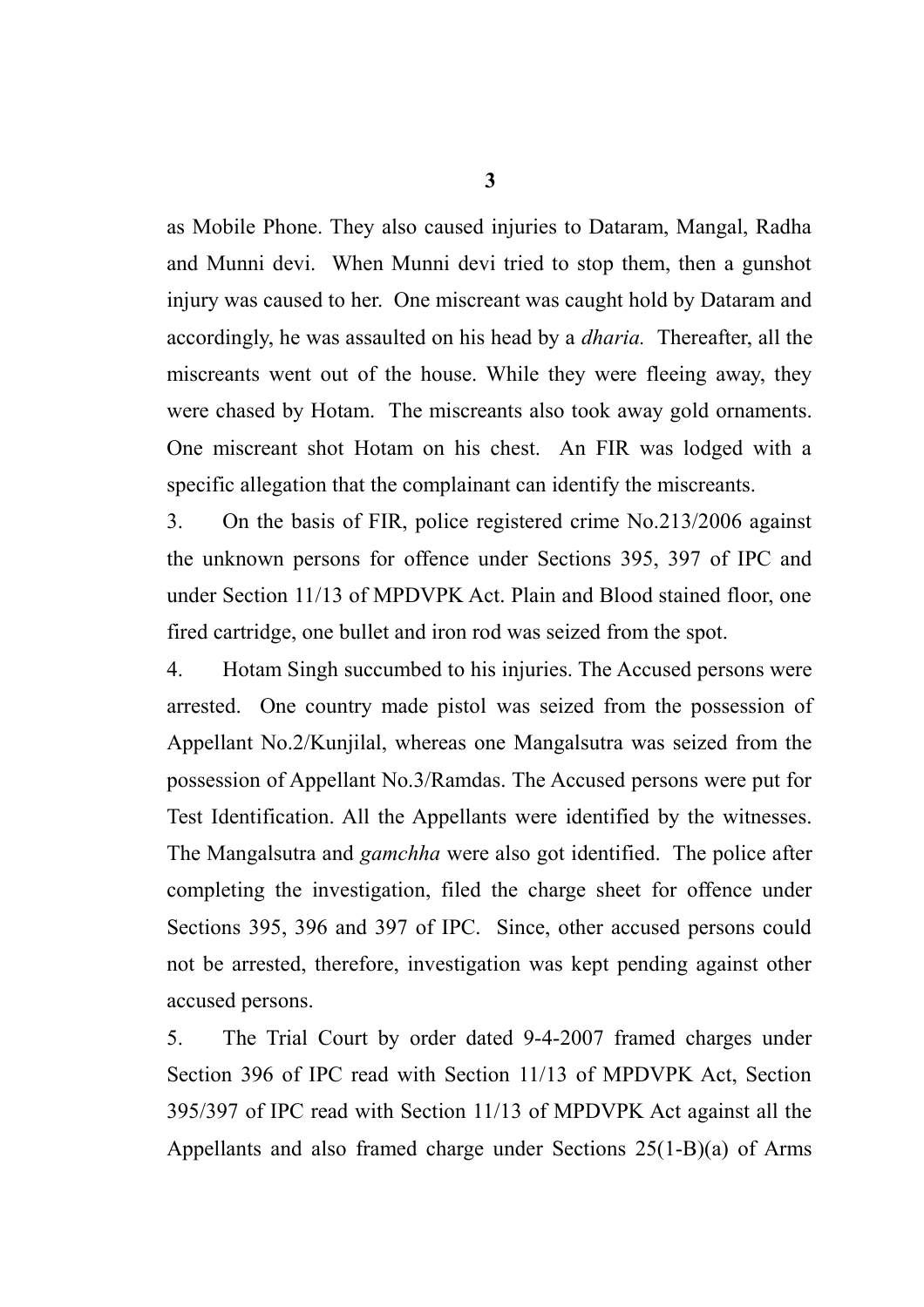as Mobile Phone. They also caused injuries to Dataram, Mangal, Radha and Munni devi. When Munni devi tried to stop them, then a gunshot injury was caused to her. One miscreant was caught hold by Dataram and accordingly, he was assaulted on his head by a *dharia.* Thereafter, all the miscreants went out of the house. While they were fleeing away, they were chased by Hotam. The miscreants also took away gold ornaments. One miscreant shot Hotam on his chest. An FIR was lodged with a specific allegation that the complainant can identify the miscreants.

3. On the basis of FIR, police registered crime No.213/2006 against the unknown persons for offence under Sections 395, 397 of IPC and under Section 11/13 of MPDVPK Act. Plain and Blood stained floor, one fired cartridge, one bullet and iron rod was seized from the spot.

4. Hotam Singh succumbed to his injuries. The Accused persons were arrested. One country made pistol was seized from the possession of Appellant No.2/Kunjilal, whereas one Mangalsutra was seized from the possession of Appellant No.3/Ramdas. The Accused persons were put for Test Identification. All the Appellants were identified by the witnesses. The Mangalsutra and *gamchha* were also got identified. The police after completing the investigation, filed the charge sheet for offence under Sections 395, 396 and 397 of IPC. Since, other accused persons could not be arrested, therefore, investigation was kept pending against other accused persons.

5. The Trial Court by order dated 9-4-2007 framed charges under Section 396 of IPC read with Section 11/13 of MPDVPK Act, Section 395/397 of IPC read with Section 11/13 of MPDVPK Act against all the Appellants and also framed charge under Sections 25(1-B)(a) of Arms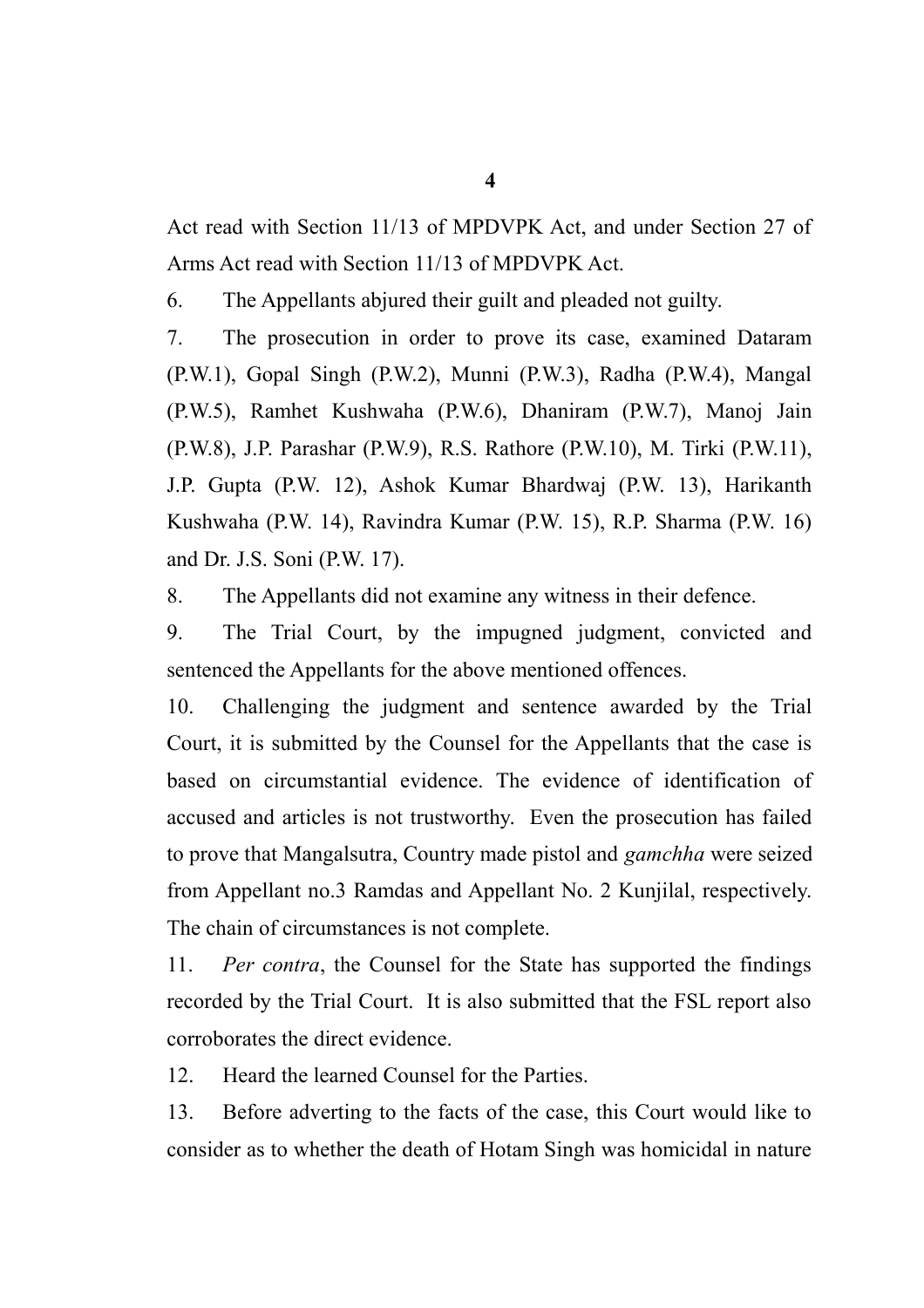Act read with Section 11/13 of MPDVPK Act, and under Section 27 of Arms Act read with Section 11/13 of MPDVPK Act.

6. The Appellants abjured their guilt and pleaded not guilty.

7. The prosecution in order to prove its case, examined Dataram (P.W.1), Gopal Singh (P.W.2), Munni (P.W.3), Radha (P.W.4), Mangal (P.W.5), Ramhet Kushwaha (P.W.6), Dhaniram (P.W.7), Manoj Jain (P.W.8), J.P. Parashar (P.W.9), R.S. Rathore (P.W.10), M. Tirki (P.W.11), J.P. Gupta (P.W. 12), Ashok Kumar Bhardwaj (P.W. 13), Harikanth Kushwaha (P.W. 14), Ravindra Kumar (P.W. 15), R.P. Sharma (P.W. 16) and Dr. J.S. Soni (P.W. 17).

8. The Appellants did not examine any witness in their defence.

9. The Trial Court, by the impugned judgment, convicted and sentenced the Appellants for the above mentioned offences.

10. Challenging the judgment and sentence awarded by the Trial Court, it is submitted by the Counsel for the Appellants that the case is based on circumstantial evidence. The evidence of identification of accused and articles is not trustworthy. Even the prosecution has failed to prove that Mangalsutra, Country made pistol and *gamchha* were seized from Appellant no.3 Ramdas and Appellant No. 2 Kunjilal, respectively. The chain of circumstances is not complete.

11. *Per contra*, the Counsel for the State has supported the findings recorded by the Trial Court. It is also submitted that the FSL report also corroborates the direct evidence.

12. Heard the learned Counsel for the Parties.

13. Before adverting to the facts of the case, this Court would like to consider as to whether the death of Hotam Singh was homicidal in nature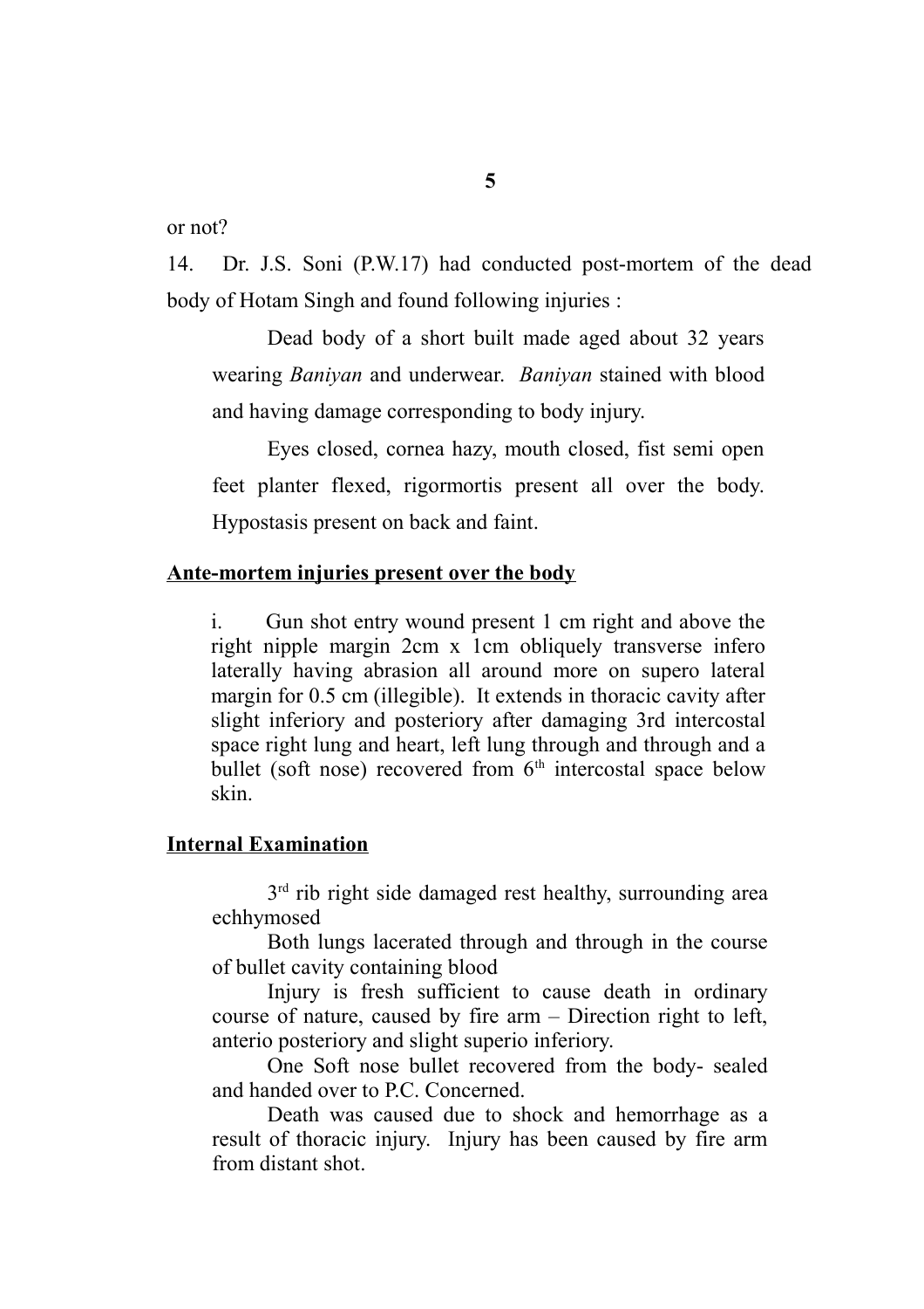or not?

14. Dr. J.S. Soni (P.W.17) had conducted post-mortem of the dead body of Hotam Singh and found following injuries :

> Dead body of a short built made aged about 32 years wearing *Baniyan* and underwear. *Baniyan* stained with blood and having damage corresponding to body injury.
>
> Eyes closed, cornea hazy, mouth closed, fist semi open feet planter flexed, rigormortis present all over the body. Hypostasis present on back and faint.

**Ante-mortem injuries present over the body**

> i. Gun shot entry wound present 1 cm right and above the right nipple margin 2cm x 1cm obliquely transverse infero laterally having abrasion all around more on supero lateral margin for 0.5 cm (illegible). It extends in thoracic cavity after slight inferiory and posteriory after damaging 3rd intercostal space right lung and heart, left lung through and through and a bullet (soft nose) recovered from 6th intercostal space below skin.

**Internal Examination**

> 3rd rib right side damaged rest healthy, surrounding area echhymosed
>
> Both lungs lacerated through and through in the course of bullet cavity containing blood
>
> Injury is fresh sufficient to cause death in ordinary course of nature, caused by fire arm – Direction right to left, anterio posteriory and slight superio inferiory.
>
> One Soft nose bullet recovered from the body- sealed and handed over to P.C. Concerned.
>
> Death was caused due to shock and hemorrhage as a result of thoracic injury. Injury has been caused by fire arm from distant shot.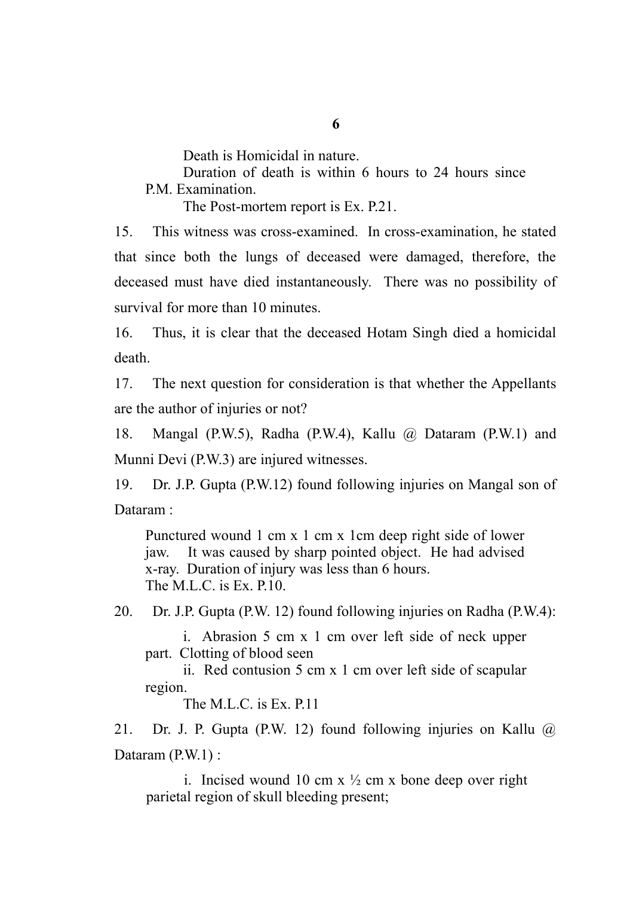Death is Homicidal in nature.

Duration of death is within 6 hours to 24 hours since P.M. Examination.

The Post-mortem report is Ex. P.21.

15. This witness was cross-examined. In cross-examination, he stated that since both the lungs of deceased were damaged, therefore, the deceased must have died instantaneously. There was no possibility of survival for more than 10 minutes.

16. Thus, it is clear that the deceased Hotam Singh died a homicidal death.

17. The next question for consideration is that whether the Appellants are the author of injuries or not?

18. Mangal (P.W.5), Radha (P.W.4), Kallu @ Dataram (P.W.1) and Munni Devi (P.W.3) are injured witnesses.

19. Dr. J.P. Gupta (P.W.12) found following injuries on Mangal son of Dataram :

> Punctured wound 1 cm x 1 cm x 1cm deep right side of lower jaw. It was caused by sharp pointed object. He had advised x-ray. Duration of injury was less than 6 hours.
> The M.L.C. is Ex. P.10.

20. Dr. J.P. Gupta (P.W. 12) found following injuries on Radha (P.W.4):

> i. Abrasion 5 cm x 1 cm over left side of neck upper part. Clotting of blood seen
> ii. Red contusion 5 cm x 1 cm over left side of scapular region.
> The M.L.C. is Ex. P.11

21. Dr. J. P. Gupta (P.W. 12) found following injuries on Kallu @ Dataram (P.W.1) :

> i. Incised wound 10 cm x ½ cm x bone deep over right parietal region of skull bleeding present;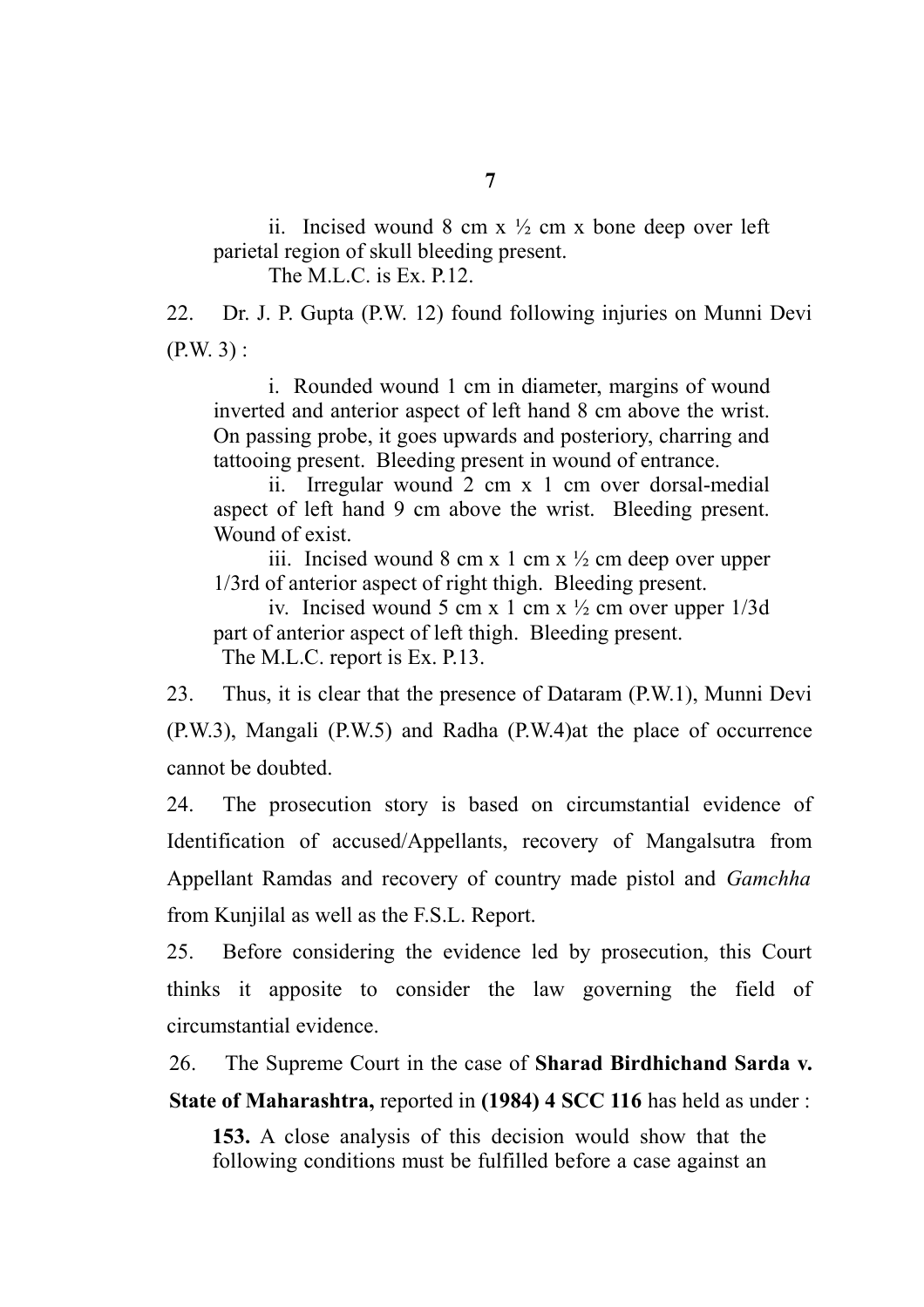ii. Incised wound 8 cm x ½ cm x bone deep over left parietal region of skull bleeding present.

The M.L.C. is Ex. P.12.

22. Dr. J. P. Gupta (P.W. 12) found following injuries on Munni Devi (P.W. 3) :

i. Rounded wound 1 cm in diameter, margins of wound inverted and anterior aspect of left hand 8 cm above the wrist. On passing probe, it goes upwards and posteriory, charring and tattooing present. Bleeding present in wound of entrance.

ii. Irregular wound 2 cm x 1 cm over dorsal-medial aspect of left hand 9 cm above the wrist. Bleeding present. Wound of exist.

iii. Incised wound 8 cm x 1 cm x ½ cm deep over upper 1/3rd of anterior aspect of right thigh. Bleeding present.

iv. Incised wound 5 cm x 1 cm x ½ cm over upper 1/3d part of anterior aspect of left thigh. Bleeding present.

The M.L.C. report is Ex. P.13.

23. Thus, it is clear that the presence of Dataram (P.W.1), Munni Devi (P.W.3), Mangali (P.W.5) and Radha (P.W.4)at the place of occurrence cannot be doubted.

24. The prosecution story is based on circumstantial evidence of Identification of accused/Appellants, recovery of Mangalsutra from Appellant Ramdas and recovery of country made pistol and *Gamchha* from Kunjilal as well as the F.S.L. Report.

25. Before considering the evidence led by prosecution, this Court thinks it apposite to consider the law governing the field of circumstantial evidence.

26. The Supreme Court in the case of **Sharad Birdhichand Sarda v. State of Maharashtra,** reported in **(1984) 4 SCC 116** has held as under :

**153.** A close analysis of this decision would show that the following conditions must be fulfilled before a case against an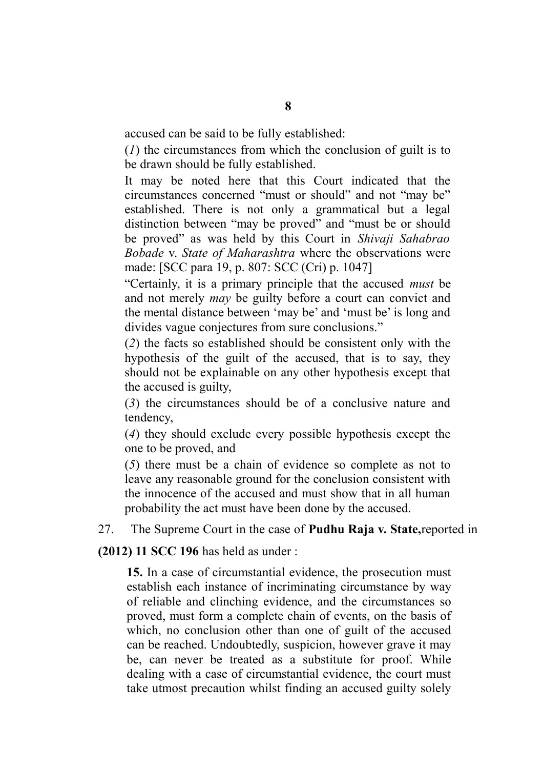accused can be said to be fully established:

(*1*) the circumstances from which the conclusion of guilt is to be drawn should be fully established.

It may be noted here that this Court indicated that the circumstances concerned "must or should" and not "may be" established. There is not only a grammatical but a legal distinction between "may be proved" and "must be or should be proved" as was held by this Court in *Shivaji Sahabrao Bobade* v. *State of Maharashtra* where the observations were made: [SCC para 19, p. 807: SCC (Cri) p. 1047]

"Certainly, it is a primary principle that the accused *must* be and not merely *may* be guilty before a court can convict and the mental distance between 'may be' and 'must be' is long and divides vague conjectures from sure conclusions."

(*2*) the facts so established should be consistent only with the hypothesis of the guilt of the accused, that is to say, they should not be explainable on any other hypothesis except that the accused is guilty,

(*3*) the circumstances should be of a conclusive nature and tendency,

(*4*) they should exclude every possible hypothesis except the one to be proved, and

(*5*) there must be a chain of evidence so complete as not to leave any reasonable ground for the conclusion consistent with the innocence of the accused and must show that in all human probability the act must have been done by the accused.

27. The Supreme Court in the case of **Pudhu Raja v. State,** reported in **(2012) 11 SCC 196** has held as under :

**15.** In a case of circumstantial evidence, the prosecution must establish each instance of incriminating circumstance by way of reliable and clinching evidence, and the circumstances so proved, must form a complete chain of events, on the basis of which, no conclusion other than one of guilt of the accused can be reached. Undoubtedly, suspicion, however grave it may be, can never be treated as a substitute for proof. While dealing with a case of circumstantial evidence, the court must take utmost precaution whilst finding an accused guilty solely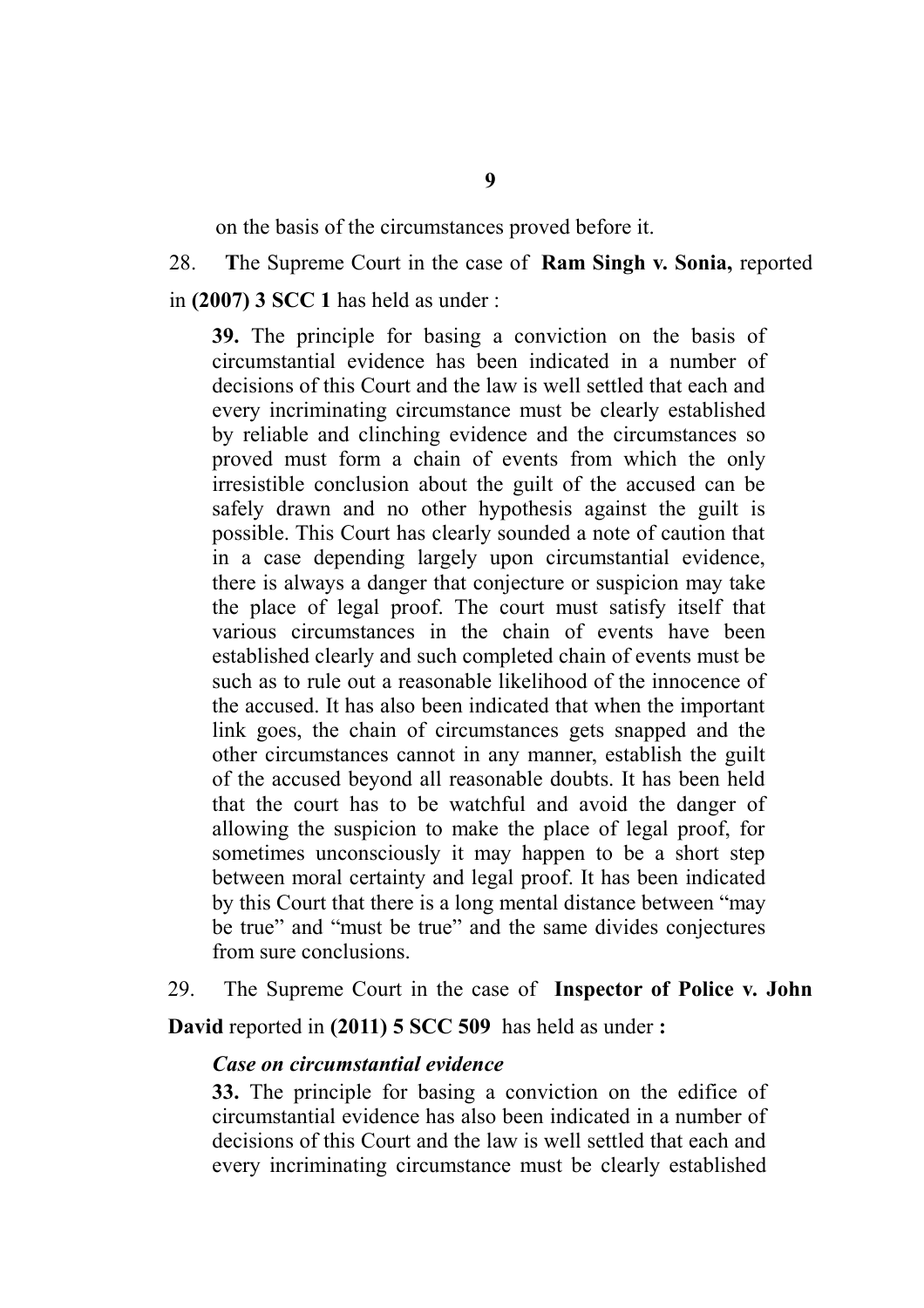on the basis of the circumstances proved before it.

28. The Supreme Court in the case of **Ram Singh v. Sonia,** reported in **(2007) 3 SCC 1** has held as under :

> **39.** The principle for basing a conviction on the basis of circumstantial evidence has been indicated in a number of decisions of this Court and the law is well settled that each and every incriminating circumstance must be clearly established by reliable and clinching evidence and the circumstances so proved must form a chain of events from which the only irresistible conclusion about the guilt of the accused can be safely drawn and no other hypothesis against the guilt is possible. This Court has clearly sounded a note of caution that in a case depending largely upon circumstantial evidence, there is always a danger that conjecture or suspicion may take the place of legal proof. The court must satisfy itself that various circumstances in the chain of events have been established clearly and such completed chain of events must be such as to rule out a reasonable likelihood of the innocence of the accused. It has also been indicated that when the important link goes, the chain of circumstances gets snapped and the other circumstances cannot in any manner, establish the guilt of the accused beyond all reasonable doubts. It has been held that the court has to be watchful and avoid the danger of allowing the suspicion to make the place of legal proof, for sometimes unconsciously it may happen to be a short step between moral certainty and legal proof. It has been indicated by this Court that there is a long mental distance between "may be true" and "must be true" and the same divides conjectures from sure conclusions.

29. The Supreme Court in the case of **Inspector of Police v. John David** reported in **(2011) 5 SCC 509** has held as under **:**

> ***Case on circumstantial evidence***
>
> **33.** The principle for basing a conviction on the edifice of circumstantial evidence has also been indicated in a number of decisions of this Court and the law is well settled that each and every incriminating circumstance must be clearly established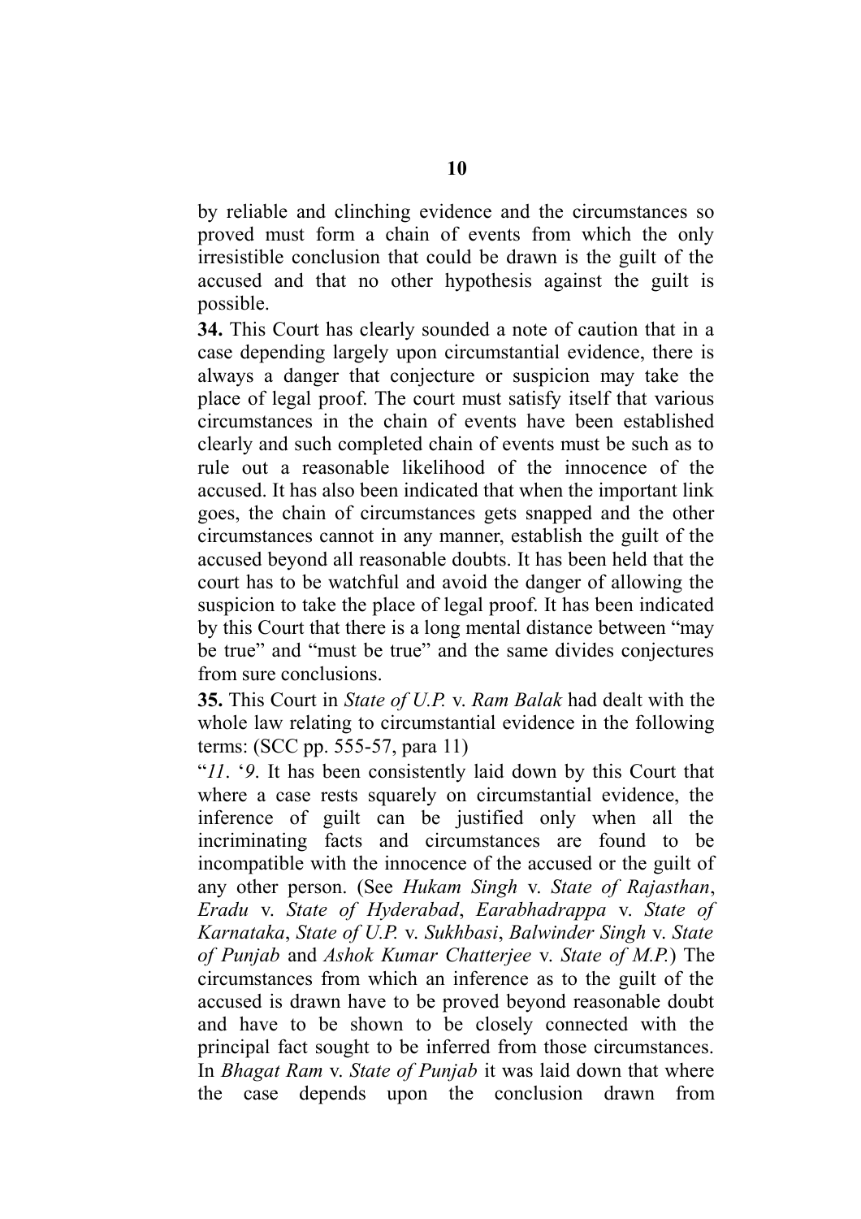by reliable and clinching evidence and the circumstances so proved must form a chain of events from which the only irresistible conclusion that could be drawn is the guilt of the accused and that no other hypothesis against the guilt is possible.

**34.** This Court has clearly sounded a note of caution that in a case depending largely upon circumstantial evidence, there is always a danger that conjecture or suspicion may take the place of legal proof. The court must satisfy itself that various circumstances in the chain of events have been established clearly and such completed chain of events must be such as to rule out a reasonable likelihood of the innocence of the accused. It has also been indicated that when the important link goes, the chain of circumstances gets snapped and the other circumstances cannot in any manner, establish the guilt of the accused beyond all reasonable doubts. It has been held that the court has to be watchful and avoid the danger of allowing the suspicion to take the place of legal proof. It has been indicated by this Court that there is a long mental distance between "may be true" and "must be true" and the same divides conjectures from sure conclusions.

**35.** This Court in *State of U.P.* v. *Ram Balak* had dealt with the whole law relating to circumstantial evidence in the following terms: (SCC pp. 555-57, para 11)

"*11*. '*9*. It has been consistently laid down by this Court that where a case rests squarely on circumstantial evidence, the inference of guilt can be justified only when all the incriminating facts and circumstances are found to be incompatible with the innocence of the accused or the guilt of any other person. (See *Hukam Singh* v. *State of Rajasthan*, *Eradu* v. *State of Hyderabad*, *Earabhadrappa* v. *State of Karnataka*, *State of U.P.* v. *Sukhbasi*, *Balwinder Singh* v. *State of Punjab* and *Ashok Kumar Chatterjee* v. *State of M.P.*) The circumstances from which an inference as to the guilt of the accused is drawn have to be proved beyond reasonable doubt and have to be shown to be closely connected with the principal fact sought to be inferred from those circumstances. In *Bhagat Ram* v. *State of Punjab* it was laid down that where the case depends upon the conclusion drawn from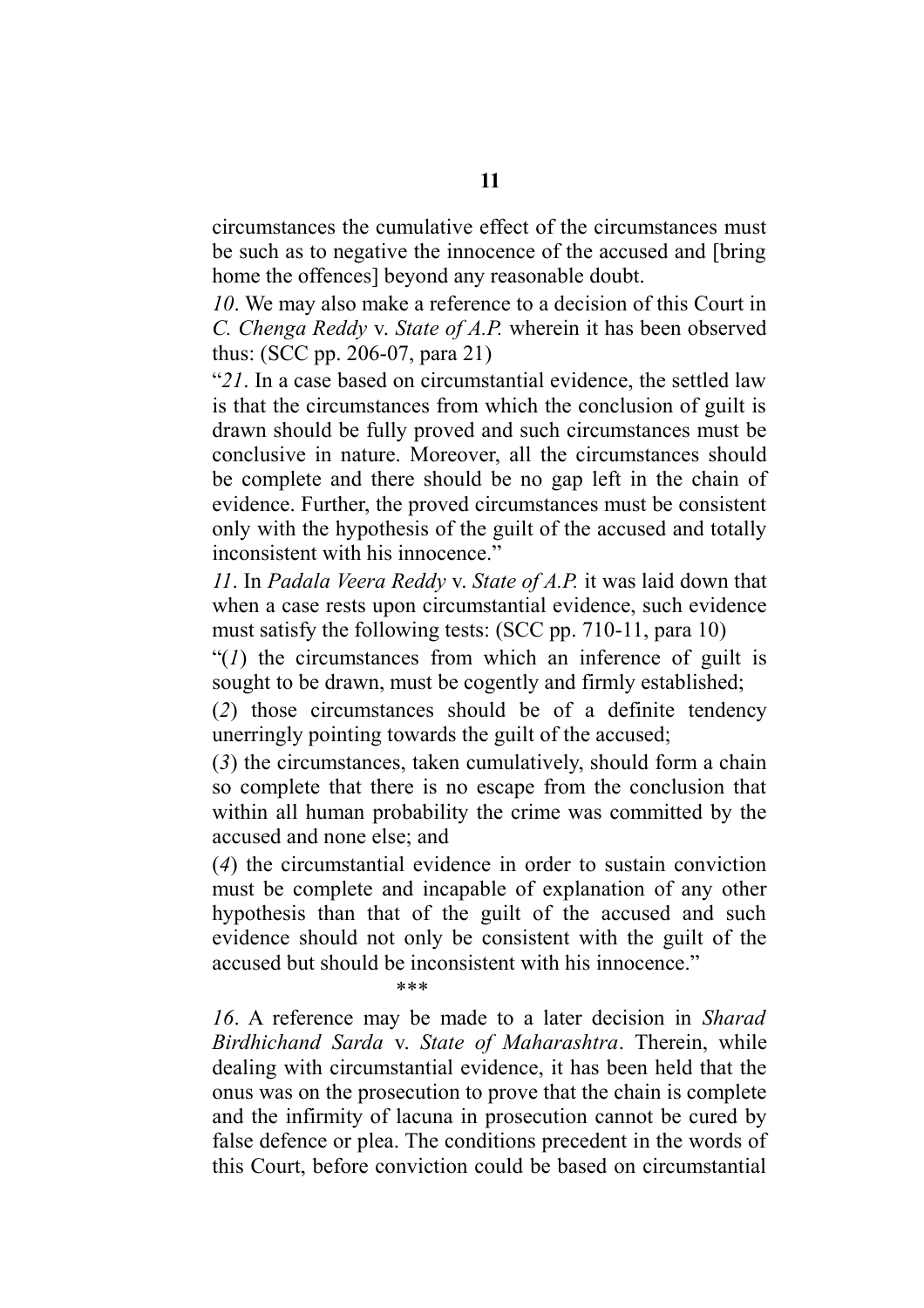circumstances the cumulative effect of the circumstances must be such as to negative the innocence of the accused and [bring home the offences] beyond any reasonable doubt.

*10*. We may also make a reference to a decision of this Court in *C. Chenga Reddy* v. *State of A.P.* wherein it has been observed thus: (SCC pp. 206-07, para 21)

"*21*. In a case based on circumstantial evidence, the settled law is that the circumstances from which the conclusion of guilt is drawn should be fully proved and such circumstances must be conclusive in nature. Moreover, all the circumstances should be complete and there should be no gap left in the chain of evidence. Further, the proved circumstances must be consistent only with the hypothesis of the guilt of the accused and totally inconsistent with his innocence."

*11*. In *Padala Veera Reddy* v. *State of A.P.* it was laid down that when a case rests upon circumstantial evidence, such evidence must satisfy the following tests: (SCC pp. 710-11, para 10)

"(*1*) the circumstances from which an inference of guilt is sought to be drawn, must be cogently and firmly established;

(*2*) those circumstances should be of a definite tendency unerringly pointing towards the guilt of the accused;

(*3*) the circumstances, taken cumulatively, should form a chain so complete that there is no escape from the conclusion that within all human probability the crime was committed by the accused and none else; and

(*4*) the circumstantial evidence in order to sustain conviction must be complete and incapable of explanation of any other hypothesis than that of the guilt of the accused and such evidence should not only be consistent with the guilt of the accused but should be inconsistent with his innocence."

\*\*\*

*16*. A reference may be made to a later decision in *Sharad Birdhichand Sarda* v. *State of Maharashtra*. Therein, while dealing with circumstantial evidence, it has been held that the onus was on the prosecution to prove that the chain is complete and the infirmity of lacuna in prosecution cannot be cured by false defence or plea. The conditions precedent in the words of this Court, before conviction could be based on circumstantial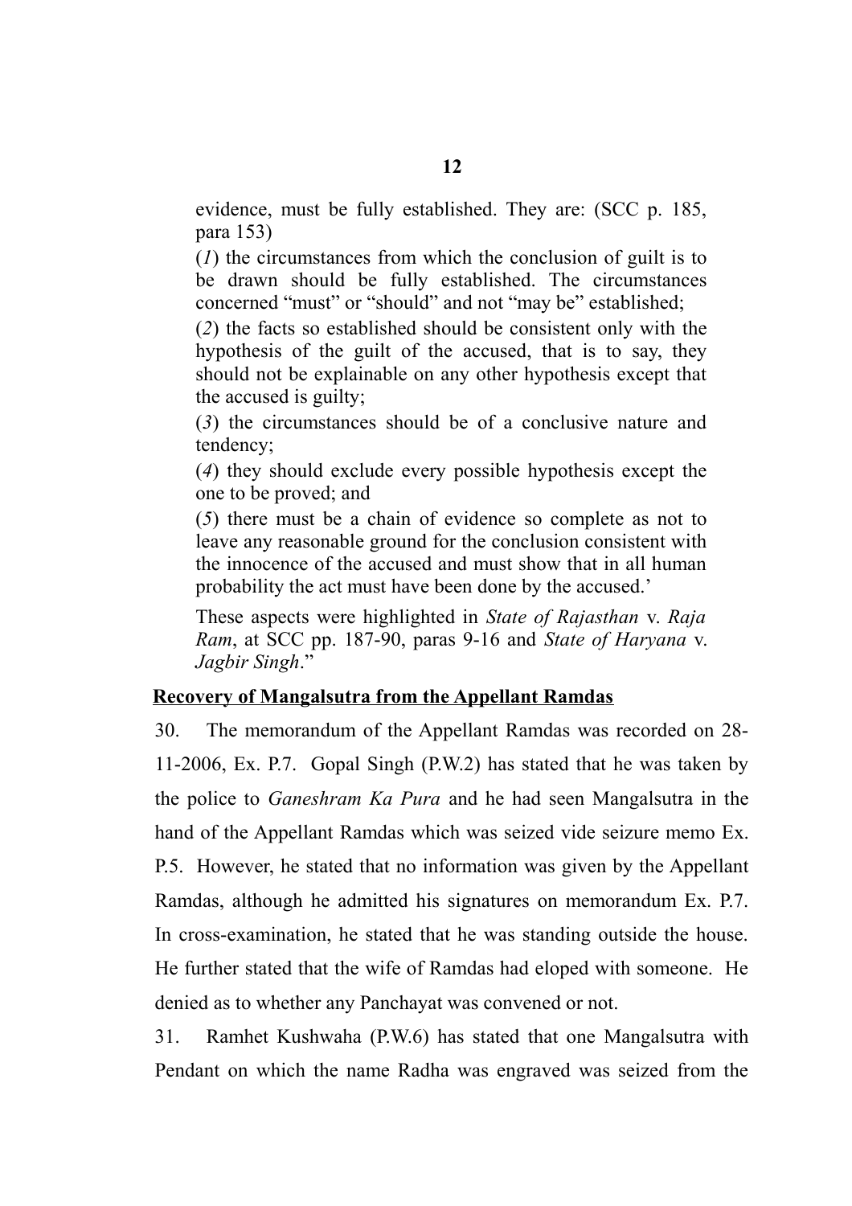evidence, must be fully established. They are: (SCC p. 185, para 153)

(*1*) the circumstances from which the conclusion of guilt is to be drawn should be fully established. The circumstances concerned "must" or "should" and not "may be" established;

(*2*) the facts so established should be consistent only with the hypothesis of the guilt of the accused, that is to say, they should not be explainable on any other hypothesis except that the accused is guilty;

(*3*) the circumstances should be of a conclusive nature and tendency;

(*4*) they should exclude every possible hypothesis except the one to be proved; and

(*5*) there must be a chain of evidence so complete as not to leave any reasonable ground for the conclusion consistent with the innocence of the accused and must show that in all human probability the act must have been done by the accused.'

These aspects were highlighted in *State of Rajasthan* v. *Raja Ram*, at SCC pp. 187-90, paras 9-16 and *State of Haryana* v. *Jagbir Singh*."

**Recovery of Mangalsutra from the Appellant Ramdas**

30. The memorandum of the Appellant Ramdas was recorded on 28-11-2006, Ex. P.7. Gopal Singh (P.W.2) has stated that he was taken by the police to *Ganeshram Ka Pura* and he had seen Mangalsutra in the hand of the Appellant Ramdas which was seized vide seizure memo Ex. P.5. However, he stated that no information was given by the Appellant Ramdas, although he admitted his signatures on memorandum Ex. P.7. In cross-examination, he stated that he was standing outside the house. He further stated that the wife of Ramdas had eloped with someone. He denied as to whether any Panchayat was convened or not.

31. Ramhet Kushwaha (P.W.6) has stated that one Mangalsutra with Pendant on which the name Radha was engraved was seized from the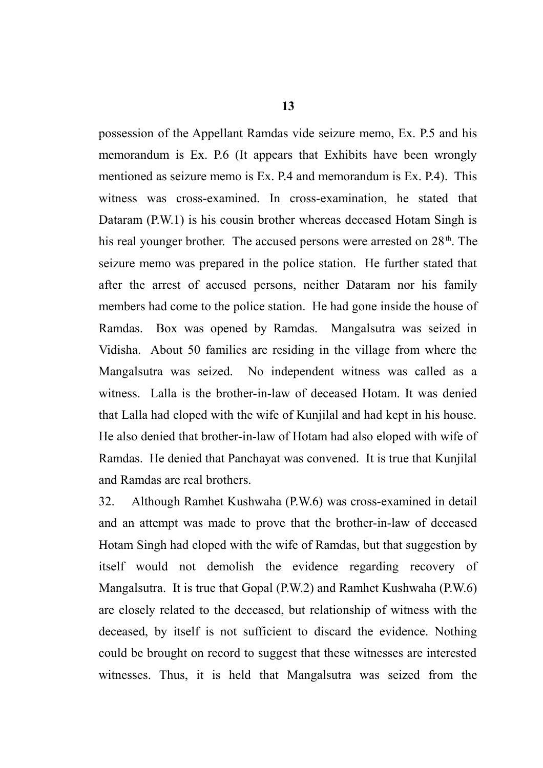possession of the Appellant Ramdas vide seizure memo, Ex. P.5 and his memorandum is Ex. P.6 (It appears that Exhibits have been wrongly mentioned as seizure memo is Ex. P.4 and memorandum is Ex. P.4). This witness was cross-examined. In cross-examination, he stated that Dataram (P.W.1) is his cousin brother whereas deceased Hotam Singh is his real younger brother. The accused persons were arrested on 28th. The seizure memo was prepared in the police station. He further stated that after the arrest of accused persons, neither Dataram nor his family members had come to the police station. He had gone inside the house of Ramdas. Box was opened by Ramdas. Mangalsutra was seized in Vidisha. About 50 families are residing in the village from where the Mangalsutra was seized. No independent witness was called as a witness. Lalla is the brother-in-law of deceased Hotam. It was denied that Lalla had eloped with the wife of Kunjilal and had kept in his house. He also denied that brother-in-law of Hotam had also eloped with wife of Ramdas. He denied that Panchayat was convened. It is true that Kunjilal and Ramdas are real brothers.

32. Although Ramhet Kushwaha (P.W.6) was cross-examined in detail and an attempt was made to prove that the brother-in-law of deceased Hotam Singh had eloped with the wife of Ramdas, but that suggestion by itself would not demolish the evidence regarding recovery of Mangalsutra. It is true that Gopal (P.W.2) and Ramhet Kushwaha (P.W.6) are closely related to the deceased, but relationship of witness with the deceased, by itself is not sufficient to discard the evidence. Nothing could be brought on record to suggest that these witnesses are interested witnesses. Thus, it is held that Mangalsutra was seized from the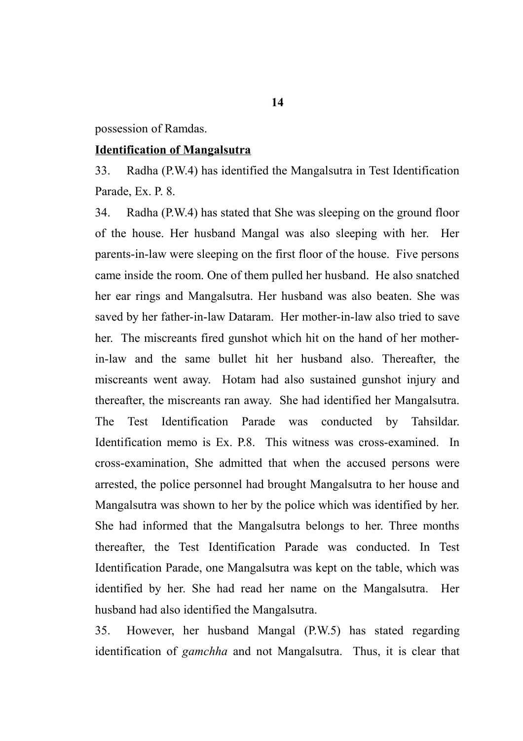possession of Ramdas.

**Identification of Mangalsutra**

33. Radha (P.W.4) has identified the Mangalsutra in Test Identification Parade, Ex. P. 8.

34. Radha (P.W.4) has stated that She was sleeping on the ground floor of the house. Her husband Mangal was also sleeping with her. Her parents-in-law were sleeping on the first floor of the house. Five persons came inside the room. One of them pulled her husband. He also snatched her ear rings and Mangalsutra. Her husband was also beaten. She was saved by her father-in-law Dataram. Her mother-in-law also tried to save her. The miscreants fired gunshot which hit on the hand of her mother-in-law and the same bullet hit her husband also. Thereafter, the miscreants went away. Hotam had also sustained gunshot injury and thereafter, the miscreants ran away. She had identified her Mangalsutra. The Test Identification Parade was conducted by Tahsildar. Identification memo is Ex. P.8. This witness was cross-examined. In cross-examination, She admitted that when the accused persons were arrested, the police personnel had brought Mangalsutra to her house and Mangalsutra was shown to her by the police which was identified by her. She had informed that the Mangalsutra belongs to her. Three months thereafter, the Test Identification Parade was conducted. In Test Identification Parade, one Mangalsutra was kept on the table, which was identified by her. She had read her name on the Mangalsutra. Her husband had also identified the Mangalsutra.

35. However, her husband Mangal (P.W.5) has stated regarding identification of *gamchha* and not Mangalsutra. Thus, it is clear that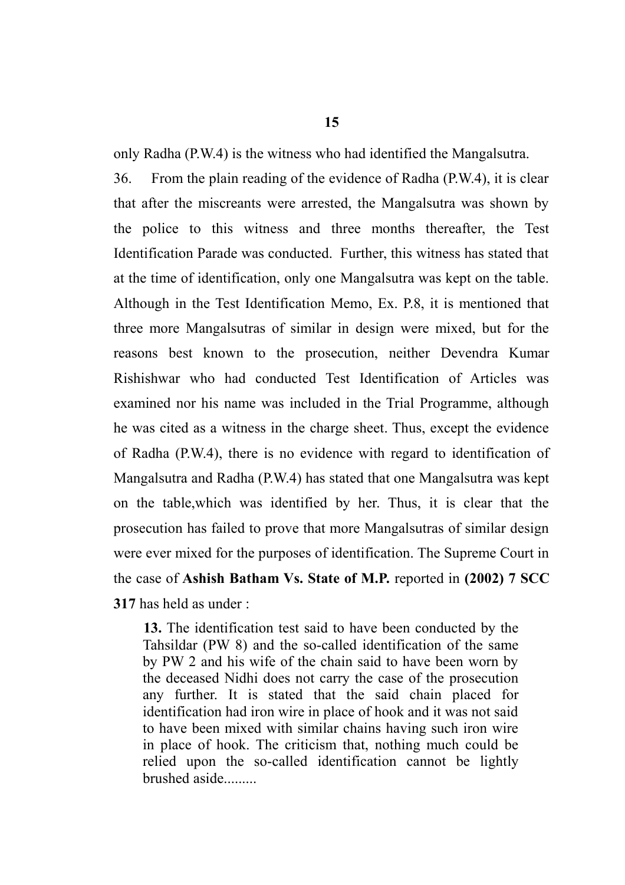only Radha (P.W.4) is the witness who had identified the Mangalsutra.

36. From the plain reading of the evidence of Radha (P.W.4), it is clear that after the miscreants were arrested, the Mangalsutra was shown by the police to this witness and three months thereafter, the Test Identification Parade was conducted. Further, this witness has stated that at the time of identification, only one Mangalsutra was kept on the table. Although in the Test Identification Memo, Ex. P.8, it is mentioned that three more Mangalsutras of similar in design were mixed, but for the reasons best known to the prosecution, neither Devendra Kumar Rishishwar who had conducted Test Identification of Articles was examined nor his name was included in the Trial Programme, although he was cited as a witness in the charge sheet. Thus, except the evidence of Radha (P.W.4), there is no evidence with regard to identification of Mangalsutra and Radha (P.W.4) has stated that one Mangalsutra was kept on the table,which was identified by her. Thus, it is clear that the prosecution has failed to prove that more Mangalsutras of similar design were ever mixed for the purposes of identification. The Supreme Court in the case of **Ashish Batham Vs. State of M.P.** reported in **(2002) 7 SCC 317** has held as under :

> **13.** The identification test said to have been conducted by the Tahsildar (PW 8) and the so-called identification of the same by PW 2 and his wife of the chain said to have been worn by the deceased Nidhi does not carry the case of the prosecution any further. It is stated that the said chain placed for identification had iron wire in place of hook and it was not said to have been mixed with similar chains having such iron wire in place of hook. The criticism that, nothing much could be relied upon the so-called identification cannot be lightly brushed aside.........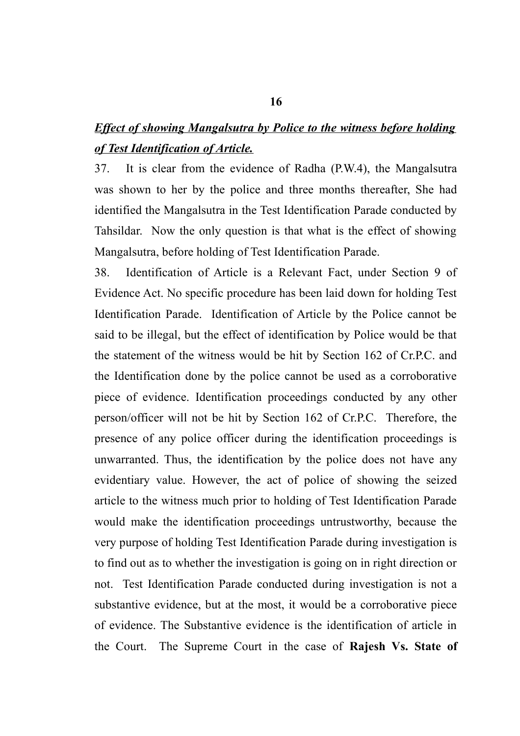***Effect of showing Mangalsutra by Police to the witness before holding of Test Identification of Article.***

37. It is clear from the evidence of Radha (P.W.4), the Mangalsutra was shown to her by the police and three months thereafter, She had identified the Mangalsutra in the Test Identification Parade conducted by Tahsildar. Now the only question is that what is the effect of showing Mangalsutra, before holding of Test Identification Parade.

38. Identification of Article is a Relevant Fact, under Section 9 of Evidence Act. No specific procedure has been laid down for holding Test Identification Parade. Identification of Article by the Police cannot be said to be illegal, but the effect of identification by Police would be that the statement of the witness would be hit by Section 162 of Cr.P.C. and the Identification done by the police cannot be used as a corroborative piece of evidence. Identification proceedings conducted by any other person/officer will not be hit by Section 162 of Cr.P.C. Therefore, the presence of any police officer during the identification proceedings is unwarranted. Thus, the identification by the police does not have any evidentiary value. However, the act of police of showing the seized article to the witness much prior to holding of Test Identification Parade would make the identification proceedings untrustworthy, because the very purpose of holding Test Identification Parade during investigation is to find out as to whether the investigation is going on in right direction or not. Test Identification Parade conducted during investigation is not a substantive evidence, but at the most, it would be a corroborative piece of evidence. The Substantive evidence is the identification of article in the Court. The Supreme Court in the case of **Rajesh Vs. State of**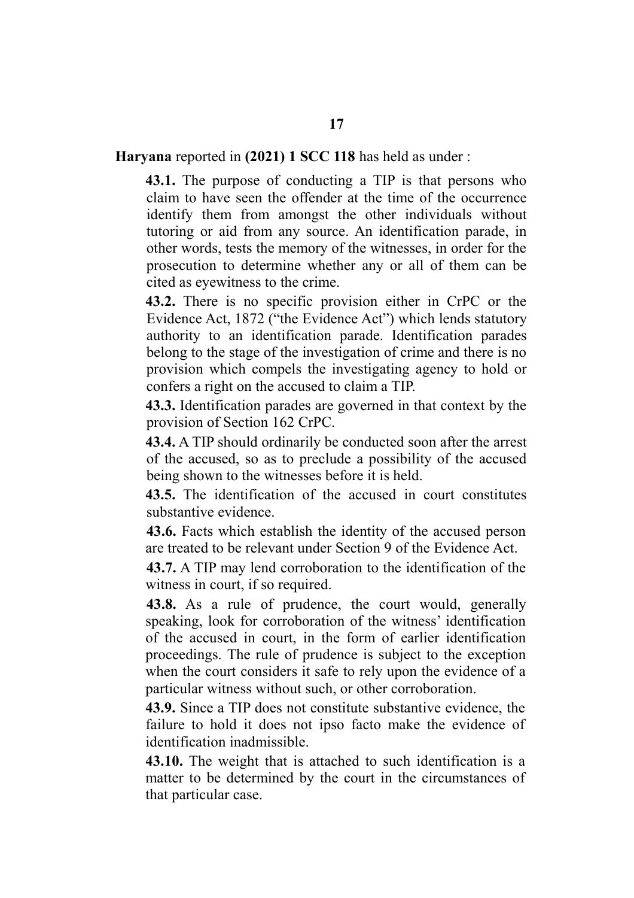**Haryana** reported in **(2021) 1 SCC 118** has held as under :

> **43.1.** The purpose of conducting a TIP is that persons who claim to have seen the offender at the time of the occurrence identify them from amongst the other individuals without tutoring or aid from any source. An identification parade, in other words, tests the memory of the witnesses, in order for the prosecution to determine whether any or all of them can be cited as eyewitness to the crime.
>
> **43.2.** There is no specific provision either in CrPC or the Evidence Act, 1872 ("the Evidence Act") which lends statutory authority to an identification parade. Identification parades belong to the stage of the investigation of crime and there is no provision which compels the investigating agency to hold or confers a right on the accused to claim a TIP.
>
> **43.3.** Identification parades are governed in that context by the provision of Section 162 CrPC.
>
> **43.4.** A TIP should ordinarily be conducted soon after the arrest of the accused, so as to preclude a possibility of the accused being shown to the witnesses before it is held.
>
> **43.5.** The identification of the accused in court constitutes substantive evidence.
>
> **43.6.** Facts which establish the identity of the accused person are treated to be relevant under Section 9 of the Evidence Act.
>
> **43.7.** A TIP may lend corroboration to the identification of the witness in court, if so required.
>
> **43.8.** As a rule of prudence, the court would, generally speaking, look for corroboration of the witness' identification of the accused in court, in the form of earlier identification proceedings. The rule of prudence is subject to the exception when the court considers it safe to rely upon the evidence of a particular witness without such, or other corroboration.
>
> **43.9.** Since a TIP does not constitute substantive evidence, the failure to hold it does not ipso facto make the evidence of identification inadmissible.
>
> **43.10.** The weight that is attached to such identification is a matter to be determined by the court in the circumstances of that particular case.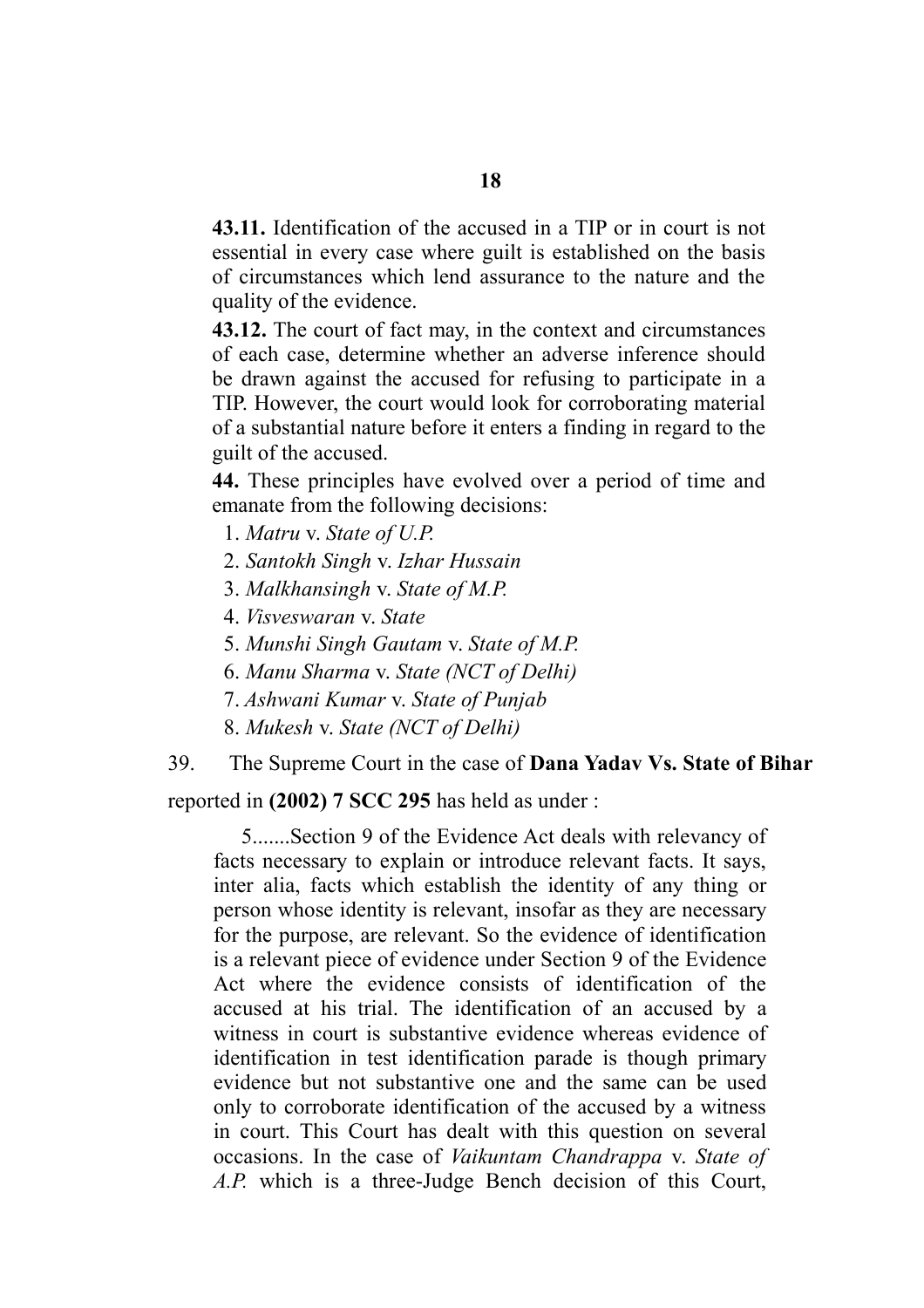**43.11.** Identification of the accused in a TIP or in court is not essential in every case where guilt is established on the basis of circumstances which lend assurance to the nature and the quality of the evidence.

**43.12.** The court of fact may, in the context and circumstances of each case, determine whether an adverse inference should be drawn against the accused for refusing to participate in a TIP. However, the court would look for corroborating material of a substantial nature before it enters a finding in regard to the guilt of the accused.

**44.** These principles have evolved over a period of time and emanate from the following decisions:

1. *Matru* v. *State of U.P.*
2. *Santokh Singh* v. *Izhar Hussain*
3. *Malkhansingh* v. *State of M.P.*
4. *Visveswaran* v. *State*
5. *Munshi Singh Gautam* v. *State of M.P.*
6. *Manu Sharma* v. *State (NCT of Delhi)*
7. *Ashwani Kumar* v. *State of Punjab*
8. *Mukesh* v. *State (NCT of Delhi)*

39. The Supreme Court in the case of **Dana Yadav Vs. State of Bihar** reported in **(2002) 7 SCC 295** has held as under :

5.......Section 9 of the Evidence Act deals with relevancy of facts necessary to explain or introduce relevant facts. It says, inter alia, facts which establish the identity of any thing or person whose identity is relevant, insofar as they are necessary for the purpose, are relevant. So the evidence of identification is a relevant piece of evidence under Section 9 of the Evidence Act where the evidence consists of identification of the accused at his trial. The identification of an accused by a witness in court is substantive evidence whereas evidence of identification in test identification parade is though primary evidence but not substantive one and the same can be used only to corroborate identification of the accused by a witness in court. This Court has dealt with this question on several occasions. In the case of *Vaikuntam Chandrappa* v. *State of A.P.* which is a three-Judge Bench decision of this Court,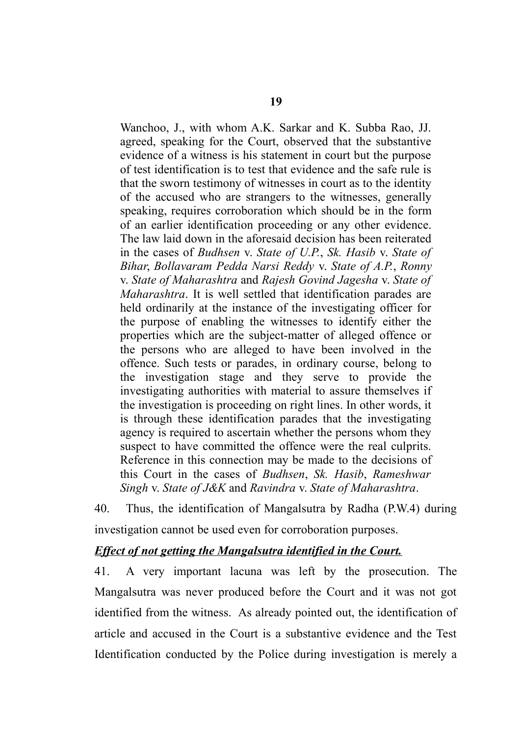> Wanchoo, J., with whom A.K. Sarkar and K. Subba Rao, JJ. agreed, speaking for the Court, observed that the substantive evidence of a witness is his statement in court but the purpose of test identification is to test that evidence and the safe rule is that the sworn testimony of witnesses in court as to the identity of the accused who are strangers to the witnesses, generally speaking, requires corroboration which should be in the form of an earlier identification proceeding or any other evidence. The law laid down in the aforesaid decision has been reiterated in the cases of *Budhsen* v. *State of U.P.*, *Sk. Hasib* v. *State of Bihar*, *Bollavaram Pedda Narsi Reddy* v. *State of A.P.*, *Ronny* v. *State of Maharashtra* and *Rajesh Govind Jagesha* v. *State of Maharashtra*. It is well settled that identification parades are held ordinarily at the instance of the investigating officer for the purpose of enabling the witnesses to identify either the properties which are the subject-matter of alleged offence or the persons who are alleged to have been involved in the offence. Such tests or parades, in ordinary course, belong to the investigation stage and they serve to provide the investigating authorities with material to assure themselves if the investigation is proceeding on right lines. In other words, it is through these identification parades that the investigating agency is required to ascertain whether the persons whom they suspect to have committed the offence were the real culprits. Reference in this connection may be made to the decisions of this Court in the cases of *Budhsen*, *Sk. Hasib*, *Rameshwar Singh* v. *State of J&K* and *Ravindra* v. *State of Maharashtra*.

40. Thus, the identification of Mangalsutra by Radha (P.W.4) during investigation cannot be used even for corroboration purposes.

***Effect of not getting the Mangalsutra identified in the Court.***

41. A very important lacuna was left by the prosecution. The Mangalsutra was never produced before the Court and it was not got identified from the witness. As already pointed out, the identification of article and accused in the Court is a substantive evidence and the Test Identification conducted by the Police during investigation is merely a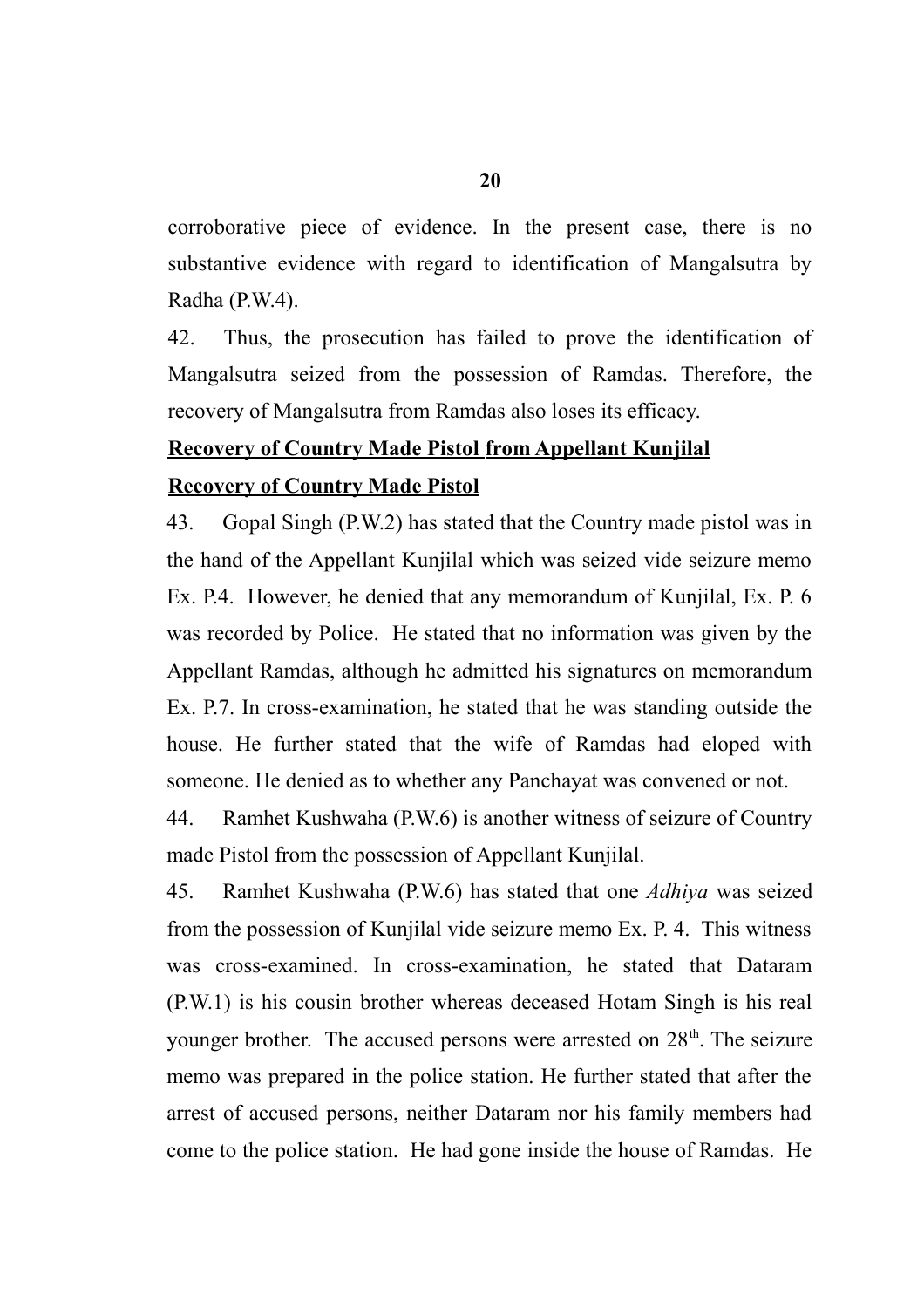corroborative piece of evidence. In the present case, there is no substantive evidence with regard to identification of Mangalsutra by Radha (P.W.4).

42. Thus, the prosecution has failed to prove the identification of Mangalsutra seized from the possession of Ramdas. Therefore, the recovery of Mangalsutra from Ramdas also loses its efficacy.

**Recovery of Country Made Pistol from Appellant Kunjilal**

**Recovery of Country Made Pistol**

43. Gopal Singh (P.W.2) has stated that the Country made pistol was in the hand of the Appellant Kunjilal which was seized vide seizure memo Ex. P.4. However, he denied that any memorandum of Kunjilal, Ex. P. 6 was recorded by Police. He stated that no information was given by the Appellant Ramdas, although he admitted his signatures on memorandum Ex. P.7. In cross-examination, he stated that he was standing outside the house. He further stated that the wife of Ramdas had eloped with someone. He denied as to whether any Panchayat was convened or not.

44. Ramhet Kushwaha (P.W.6) is another witness of seizure of Country made Pistol from the possession of Appellant Kunjilal.

45. Ramhet Kushwaha (P.W.6) has stated that one *Adhiya* was seized from the possession of Kunjilal vide seizure memo Ex. P. 4. This witness was cross-examined. In cross-examination, he stated that Dataram (P.W.1) is his cousin brother whereas deceased Hotam Singh is his real younger brother. The accused persons were arrested on 28th. The seizure memo was prepared in the police station. He further stated that after the arrest of accused persons, neither Dataram nor his family members had come to the police station. He had gone inside the house of Ramdas. He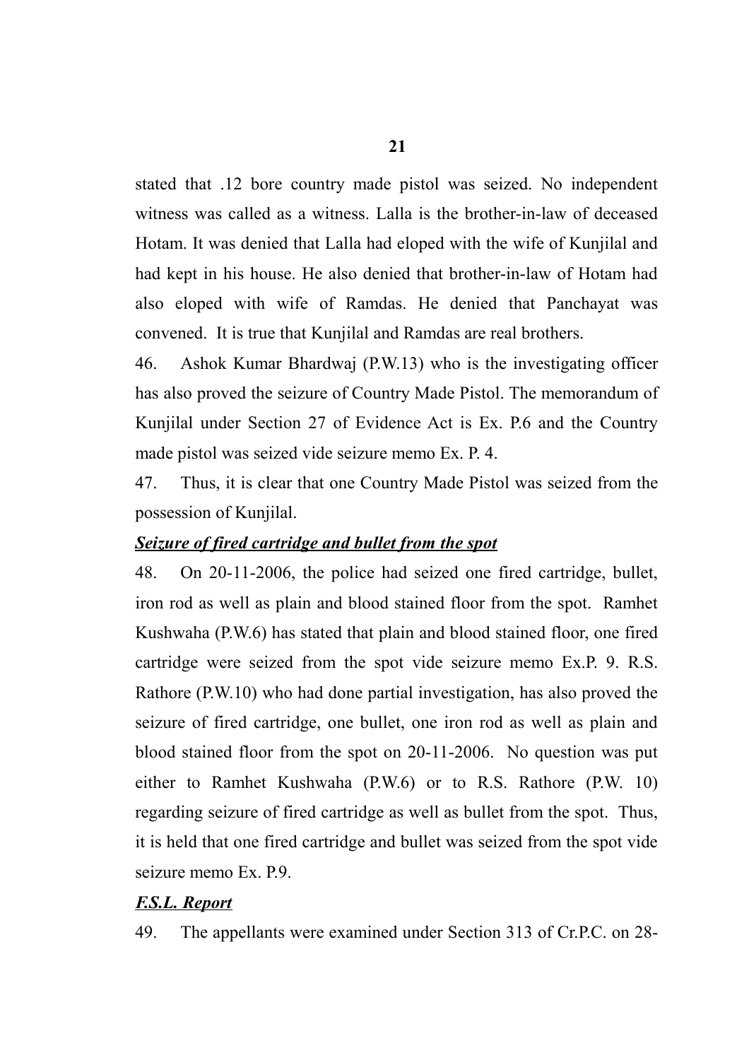stated that .12 bore country made pistol was seized. No independent witness was called as a witness. Lalla is the brother-in-law of deceased Hotam. It was denied that Lalla had eloped with the wife of Kunjilal and had kept in his house. He also denied that brother-in-law of Hotam had also eloped with wife of Ramdas. He denied that Panchayat was convened. It is true that Kunjilal and Ramdas are real brothers.

46. Ashok Kumar Bhardwaj (P.W.13) who is the investigating officer has also proved the seizure of Country Made Pistol. The memorandum of Kunjilal under Section 27 of Evidence Act is Ex. P.6 and the Country made pistol was seized vide seizure memo Ex. P. 4.

47. Thus, it is clear that one Country Made Pistol was seized from the possession of Kunjilal.

***Seizure of fired cartridge and bullet from the spot***

48. On 20-11-2006, the police had seized one fired cartridge, bullet, iron rod as well as plain and blood stained floor from the spot. Ramhet Kushwaha (P.W.6) has stated that plain and blood stained floor, one fired cartridge were seized from the spot vide seizure memo Ex.P. 9. R.S. Rathore (P.W.10) who had done partial investigation, has also proved the seizure of fired cartridge, one bullet, one iron rod as well as plain and blood stained floor from the spot on 20-11-2006. No question was put either to Ramhet Kushwaha (P.W.6) or to R.S. Rathore (P.W. 10) regarding seizure of fired cartridge as well as bullet from the spot. Thus, it is held that one fired cartridge and bullet was seized from the spot vide seizure memo Ex. P.9.

***F.S.L. Report***

49. The appellants were examined under Section 313 of Cr.P.C. on 28-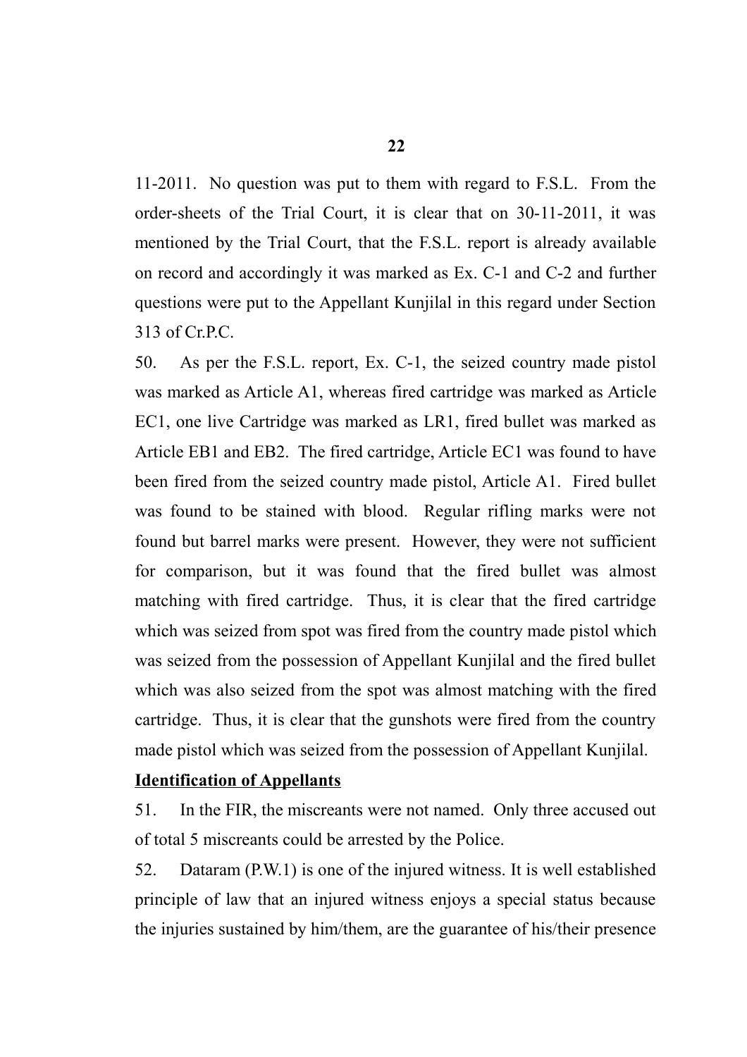11-2011. No question was put to them with regard to F.S.L. From the order-sheets of the Trial Court, it is clear that on 30-11-2011, it was mentioned by the Trial Court, that the F.S.L. report is already available on record and accordingly it was marked as Ex. C-1 and C-2 and further questions were put to the Appellant Kunjilal in this regard under Section 313 of Cr.P.C.

50. As per the F.S.L. report, Ex. C-1, the seized country made pistol was marked as Article A1, whereas fired cartridge was marked as Article EC1, one live Cartridge was marked as LR1, fired bullet was marked as Article EB1 and EB2. The fired cartridge, Article EC1 was found to have been fired from the seized country made pistol, Article A1. Fired bullet was found to be stained with blood. Regular rifling marks were not found but barrel marks were present. However, they were not sufficient for comparison, but it was found that the fired bullet was almost matching with fired cartridge. Thus, it is clear that the fired cartridge which was seized from spot was fired from the country made pistol which was seized from the possession of Appellant Kunjilal and the fired bullet which was also seized from the spot was almost matching with the fired cartridge. Thus, it is clear that the gunshots were fired from the country made pistol which was seized from the possession of Appellant Kunjilal.

**Identification of Appellants**

51. In the FIR, the miscreants were not named. Only three accused out of total 5 miscreants could be arrested by the Police.

52. Dataram (P.W.1) is one of the injured witness. It is well established principle of law that an injured witness enjoys a special status because the injuries sustained by him/them, are the guarantee of his/their presence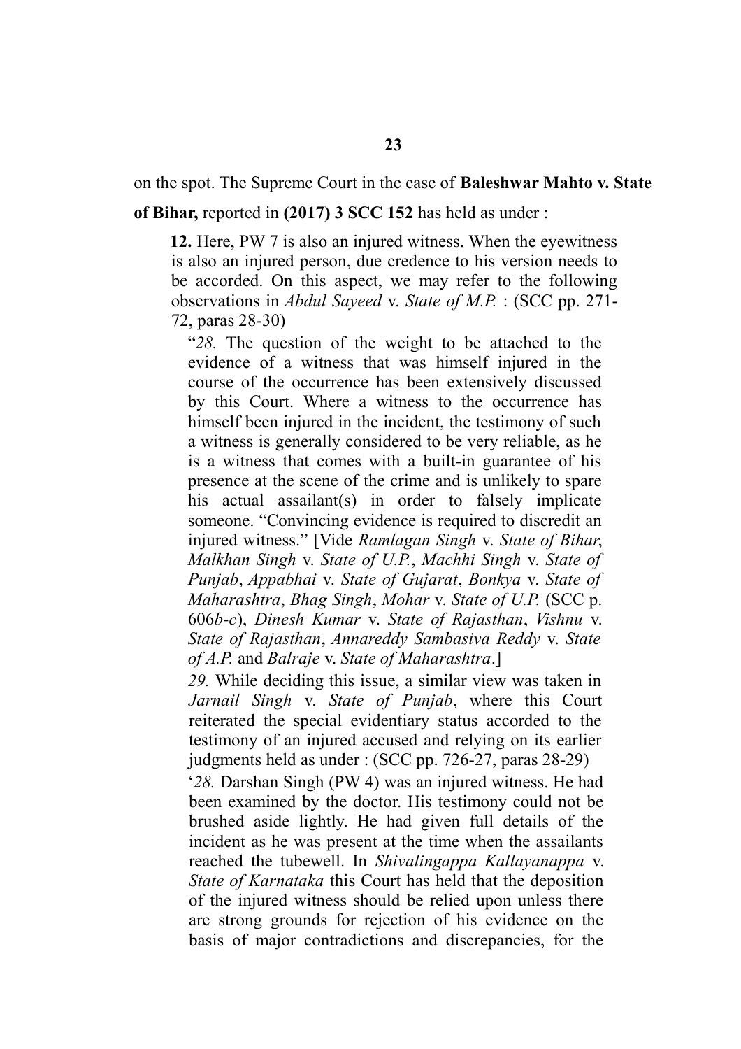on the spot. The Supreme Court in the case of **Baleshwar Mahto v. State of Bihar,** reported in **(2017) 3 SCC 152** has held as under :

> **12.** Here, PW 7 is also an injured witness. When the eyewitness is also an injured person, due credence to his version needs to be accorded. On this aspect, we may refer to the following observations in *Abdul Sayeed* v. *State of M.P.* : (SCC pp. 271-72, paras 28-30)
>
> > "*28.* The question of the weight to be attached to the evidence of a witness that was himself injured in the course of the occurrence has been extensively discussed by this Court. Where a witness to the occurrence has himself been injured in the incident, the testimony of such a witness is generally considered to be very reliable, as he is a witness that comes with a built-in guarantee of his presence at the scene of the crime and is unlikely to spare his actual assailant(s) in order to falsely implicate someone. "Convincing evidence is required to discredit an injured witness." [Vide *Ramlagan Singh* v. *State of Bihar*, *Malkhan Singh* v. *State of U.P.*, *Machhi Singh* v. *State of Punjab*, *Appabhai* v. *State of Gujarat*, *Bonkya* v. *State of Maharashtra*, *Bhag Singh*, *Mohar* v. *State of U.P.* (SCC p. 606*b*-*c*), *Dinesh Kumar* v. *State of Rajasthan*, *Vishnu* v. *State of Rajasthan*, *Annareddy Sambasiva Reddy* v. *State of A.P.* and *Balraje* v. *State of Maharashtra*.]
> >
> > *29.* While deciding this issue, a similar view was taken in *Jarnail Singh* v. *State of Punjab*, where this Court reiterated the special evidentiary status accorded to the testimony of an injured accused and relying on its earlier judgments held as under : (SCC pp. 726-27, paras 28-29)
> >
> > '*28.* Darshan Singh (PW 4) was an injured witness. He had been examined by the doctor. His testimony could not be brushed aside lightly. He had given full details of the incident as he was present at the time when the assailants reached the tubewell. In *Shivalingappa Kallayanappa* v. *State of Karnataka* this Court has held that the deposition of the injured witness should be relied upon unless there are strong grounds for rejection of his evidence on the basis of major contradictions and discrepancies, for the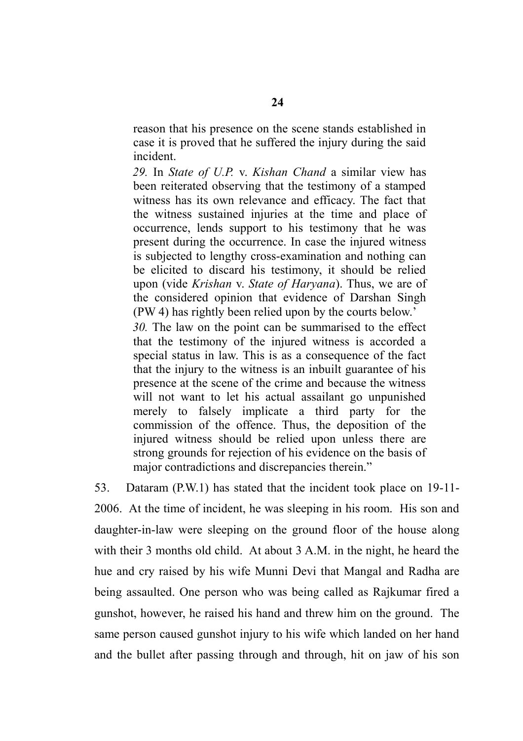reason that his presence on the scene stands established in case it is proved that he suffered the injury during the said incident.

*29.* In *State of U.P.* v. *Kishan Chand* a similar view has been reiterated observing that the testimony of a stamped witness has its own relevance and efficacy. The fact that the witness sustained injuries at the time and place of occurrence, lends support to his testimony that he was present during the occurrence. In case the injured witness is subjected to lengthy cross-examination and nothing can be elicited to discard his testimony, it should be relied upon (vide *Krishan* v. *State of Haryana*). Thus, we are of the considered opinion that evidence of Darshan Singh (PW 4) has rightly been relied upon by the courts below.'

*30.* The law on the point can be summarised to the effect that the testimony of the injured witness is accorded a special status in law. This is as a consequence of the fact that the injury to the witness is an inbuilt guarantee of his presence at the scene of the crime and because the witness will not want to let his actual assailant go unpunished merely to falsely implicate a third party for the commission of the offence. Thus, the deposition of the injured witness should be relied upon unless there are strong grounds for rejection of his evidence on the basis of major contradictions and discrepancies therein."

53. Dataram (P.W.1) has stated that the incident took place on 19-11-2006. At the time of incident, he was sleeping in his room. His son and daughter-in-law were sleeping on the ground floor of the house along with their 3 months old child. At about 3 A.M. in the night, he heard the hue and cry raised by his wife Munni Devi that Mangal and Radha are being assaulted. One person who was being called as Rajkumar fired a gunshot, however, he raised his hand and threw him on the ground. The same person caused gunshot injury to his wife which landed on her hand and the bullet after passing through and through, hit on jaw of his son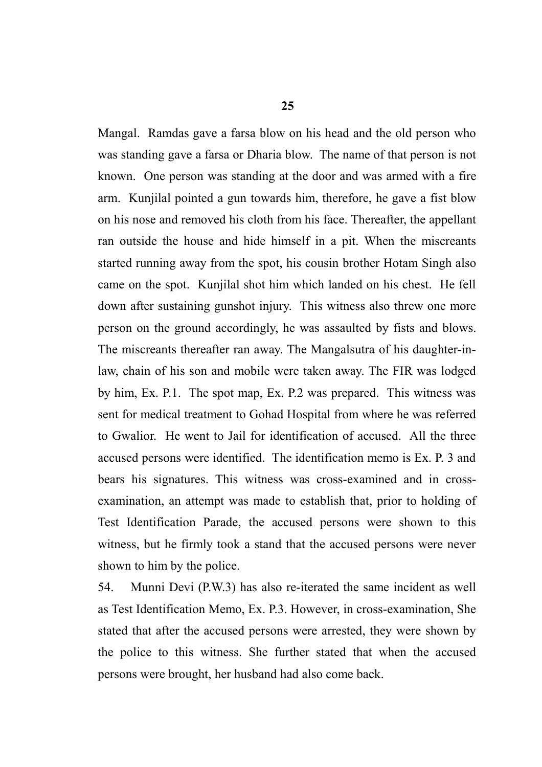Mangal. Ramdas gave a farsa blow on his head and the old person who was standing gave a farsa or Dharia blow. The name of that person is not known. One person was standing at the door and was armed with a fire arm. Kunjilal pointed a gun towards him, therefore, he gave a fist blow on his nose and removed his cloth from his face. Thereafter, the appellant ran outside the house and hide himself in a pit. When the miscreants started running away from the spot, his cousin brother Hotam Singh also came on the spot. Kunjilal shot him which landed on his chest. He fell down after sustaining gunshot injury. This witness also threw one more person on the ground accordingly, he was assaulted by fists and blows. The miscreants thereafter ran away. The Mangalsutra of his daughter-in-law, chain of his son and mobile were taken away. The FIR was lodged by him, Ex. P.1. The spot map, Ex. P.2 was prepared. This witness was sent for medical treatment to Gohad Hospital from where he was referred to Gwalior. He went to Jail for identification of accused. All the three accused persons were identified. The identification memo is Ex. P. 3 and bears his signatures. This witness was cross-examined and in cross-examination, an attempt was made to establish that, prior to holding of Test Identification Parade, the accused persons were shown to this witness, but he firmly took a stand that the accused persons were never shown to him by the police.

54. Munni Devi (P.W.3) has also re-iterated the same incident as well as Test Identification Memo, Ex. P.3. However, in cross-examination, She stated that after the accused persons were arrested, they were shown by the police to this witness. She further stated that when the accused persons were brought, her husband had also come back.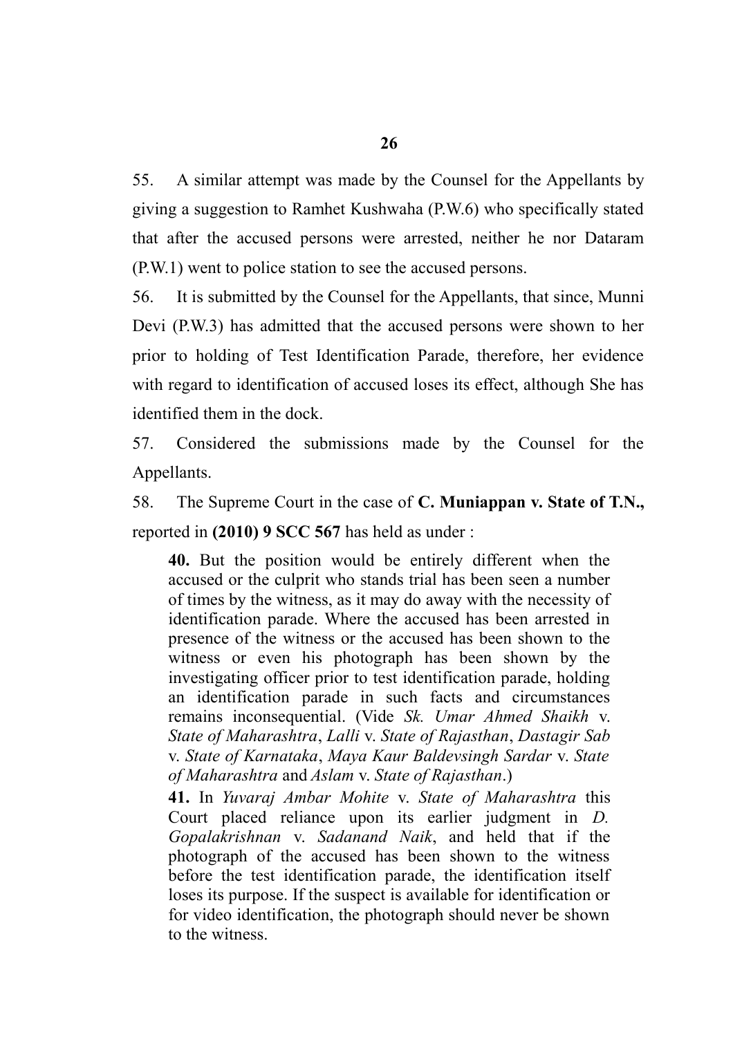55. A similar attempt was made by the Counsel for the Appellants by giving a suggestion to Ramhet Kushwaha (P.W.6) who specifically stated that after the accused persons were arrested, neither he nor Dataram (P.W.1) went to police station to see the accused persons.

56. It is submitted by the Counsel for the Appellants, that since, Munni Devi (P.W.3) has admitted that the accused persons were shown to her prior to holding of Test Identification Parade, therefore, her evidence with regard to identification of accused loses its effect, although She has identified them in the dock.

57. Considered the submissions made by the Counsel for the Appellants.

58. The Supreme Court in the case of **C. Muniappan v. State of T.N.,** reported in **(2010) 9 SCC 567** has held as under :

> **40.** But the position would be entirely different when the accused or the culprit who stands trial has been seen a number of times by the witness, as it may do away with the necessity of identification parade. Where the accused has been arrested in presence of the witness or the accused has been shown to the witness or even his photograph has been shown by the investigating officer prior to test identification parade, holding an identification parade in such facts and circumstances remains inconsequential. (Vide *Sk. Umar Ahmed Shaikh* v. *State of Maharashtra*, *Lalli* v. *State of Rajasthan*, *Dastagir Sab* v. *State of Karnataka*, *Maya Kaur Baldevsingh Sardar* v. *State of Maharashtra* and *Aslam* v. *State of Rajasthan*.)
>
> **41.** In *Yuvaraj Ambar Mohite* v. *State of Maharashtra* this Court placed reliance upon its earlier judgment in *D. Gopalakrishnan* v. *Sadanand Naik*, and held that if the photograph of the accused has been shown to the witness before the test identification parade, the identification itself loses its purpose. If the suspect is available for identification or for video identification, the photograph should never be shown to the witness.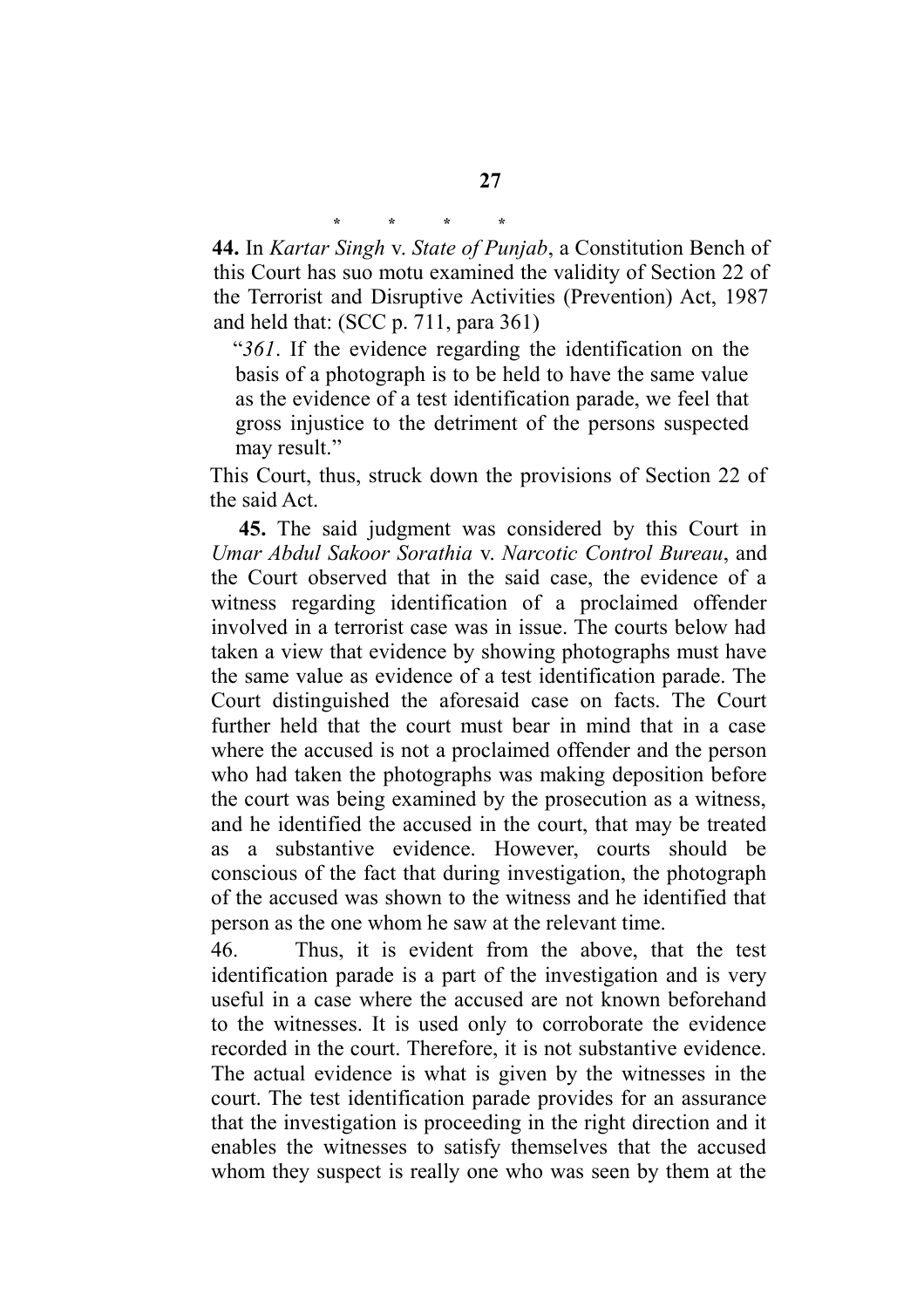\* \* \* \*

**44.** In *Kartar Singh* v. *State of Punjab*, a Constitution Bench of this Court has suo motu examined the validity of Section 22 of the Terrorist and Disruptive Activities (Prevention) Act, 1987 and held that: (SCC p. 711, para 361)

> "*361*. If the evidence regarding the identification on the basis of a photograph is to be held to have the same value as the evidence of a test identification parade, we feel that gross injustice to the detriment of the persons suspected may result."

This Court, thus, struck down the provisions of Section 22 of the said Act.

**45.** The said judgment was considered by this Court in *Umar Abdul Sakoor Sorathia* v. *Narcotic Control Bureau*, and the Court observed that in the said case, the evidence of a witness regarding identification of a proclaimed offender involved in a terrorist case was in issue. The courts below had taken a view that evidence by showing photographs must have the same value as evidence of a test identification parade. The Court distinguished the aforesaid case on facts. The Court further held that the court must bear in mind that in a case where the accused is not a proclaimed offender and the person who had taken the photographs was making deposition before the court was being examined by the prosecution as a witness, and he identified the accused in the court, that may be treated as a substantive evidence. However, courts should be conscious of the fact that during investigation, the photograph of the accused was shown to the witness and he identified that person as the one whom he saw at the relevant time.

46. Thus, it is evident from the above, that the test identification parade is a part of the investigation and is very useful in a case where the accused are not known beforehand to the witnesses. It is used only to corroborate the evidence recorded in the court. Therefore, it is not substantive evidence. The actual evidence is what is given by the witnesses in the court. The test identification parade provides for an assurance that the investigation is proceeding in the right direction and it enables the witnesses to satisfy themselves that the accused whom they suspect is really one who was seen by them at the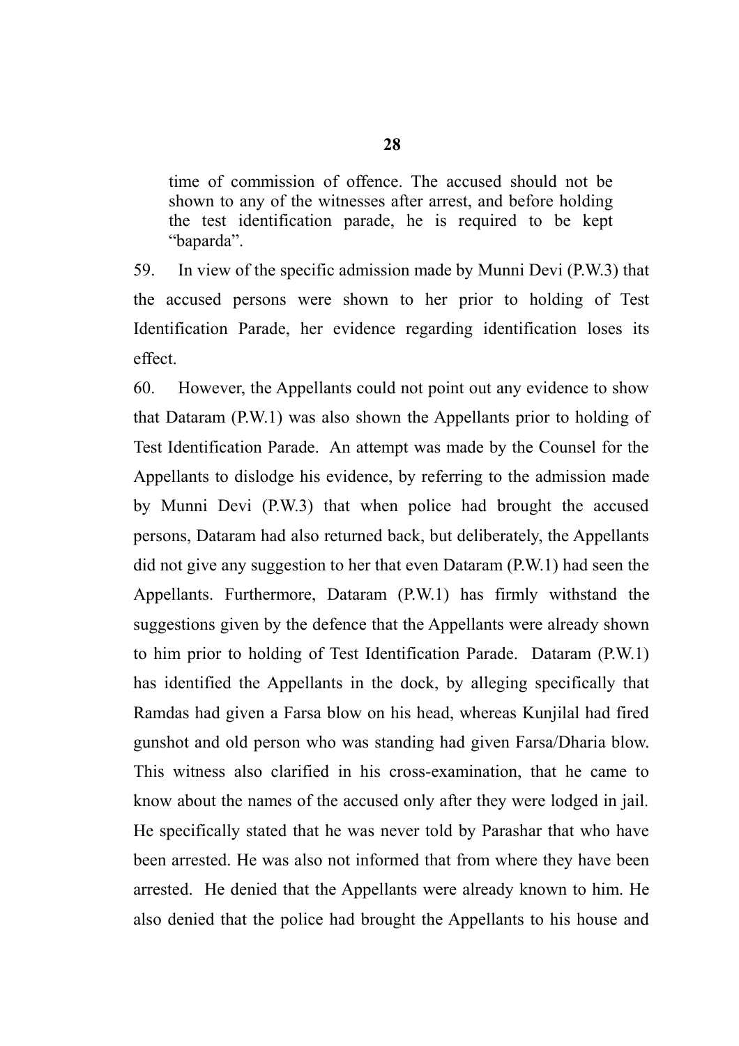> time of commission of offence. The accused should not be shown to any of the witnesses after arrest, and before holding the test identification parade, he is required to be kept "baparda".

59. In view of the specific admission made by Munni Devi (P.W.3) that the accused persons were shown to her prior to holding of Test Identification Parade, her evidence regarding identification loses its effect.

60. However, the Appellants could not point out any evidence to show that Dataram (P.W.1) was also shown the Appellants prior to holding of Test Identification Parade. An attempt was made by the Counsel for the Appellants to dislodge his evidence, by referring to the admission made by Munni Devi (P.W.3) that when police had brought the accused persons, Dataram had also returned back, but deliberately, the Appellants did not give any suggestion to her that even Dataram (P.W.1) had seen the Appellants. Furthermore, Dataram (P.W.1) has firmly withstand the suggestions given by the defence that the Appellants were already shown to him prior to holding of Test Identification Parade. Dataram (P.W.1) has identified the Appellants in the dock, by alleging specifically that Ramdas had given a Farsa blow on his head, whereas Kunjilal had fired gunshot and old person who was standing had given Farsa/Dharia blow. This witness also clarified in his cross-examination, that he came to know about the names of the accused only after they were lodged in jail. He specifically stated that he was never told by Parashar that who have been arrested. He was also not informed that from where they have been arrested. He denied that the Appellants were already known to him. He also denied that the police had brought the Appellants to his house and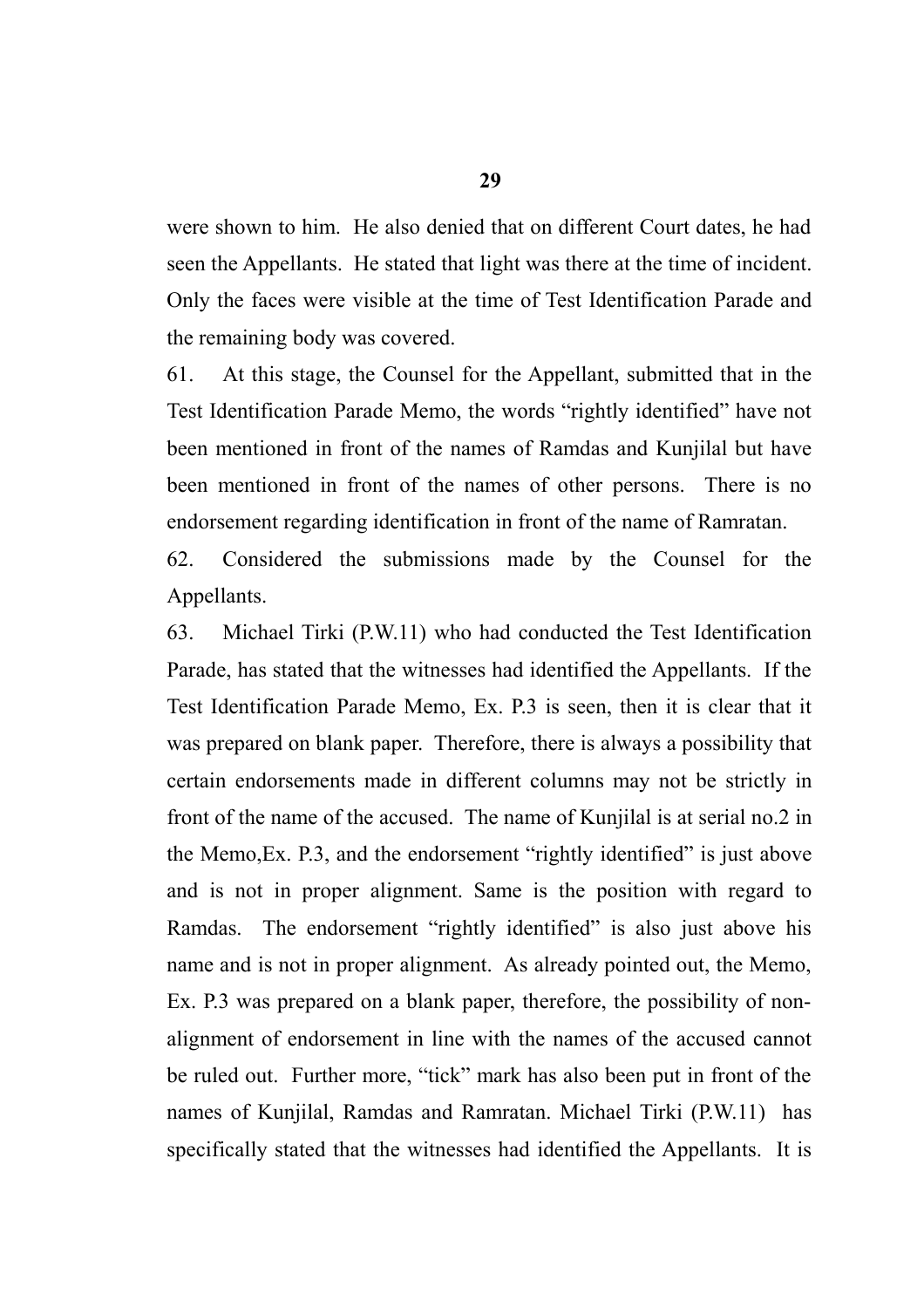were shown to him. He also denied that on different Court dates, he had seen the Appellants. He stated that light was there at the time of incident. Only the faces were visible at the time of Test Identification Parade and the remaining body was covered.

61. At this stage, the Counsel for the Appellant, submitted that in the Test Identification Parade Memo, the words "rightly identified" have not been mentioned in front of the names of Ramdas and Kunjilal but have been mentioned in front of the names of other persons. There is no endorsement regarding identification in front of the name of Ramratan.

62. Considered the submissions made by the Counsel for the Appellants.

63. Michael Tirki (P.W.11) who had conducted the Test Identification Parade, has stated that the witnesses had identified the Appellants. If the Test Identification Parade Memo, Ex. P.3 is seen, then it is clear that it was prepared on blank paper. Therefore, there is always a possibility that certain endorsements made in different columns may not be strictly in front of the name of the accused. The name of Kunjilal is at serial no.2 in the Memo,Ex. P.3, and the endorsement "rightly identified" is just above and is not in proper alignment. Same is the position with regard to Ramdas. The endorsement "rightly identified" is also just above his name and is not in proper alignment. As already pointed out, the Memo, Ex. P.3 was prepared on a blank paper, therefore, the possibility of non-alignment of endorsement in line with the names of the accused cannot be ruled out. Further more, "tick" mark has also been put in front of the names of Kunjilal, Ramdas and Ramratan. Michael Tirki (P.W.11) has specifically stated that the witnesses had identified the Appellants. It is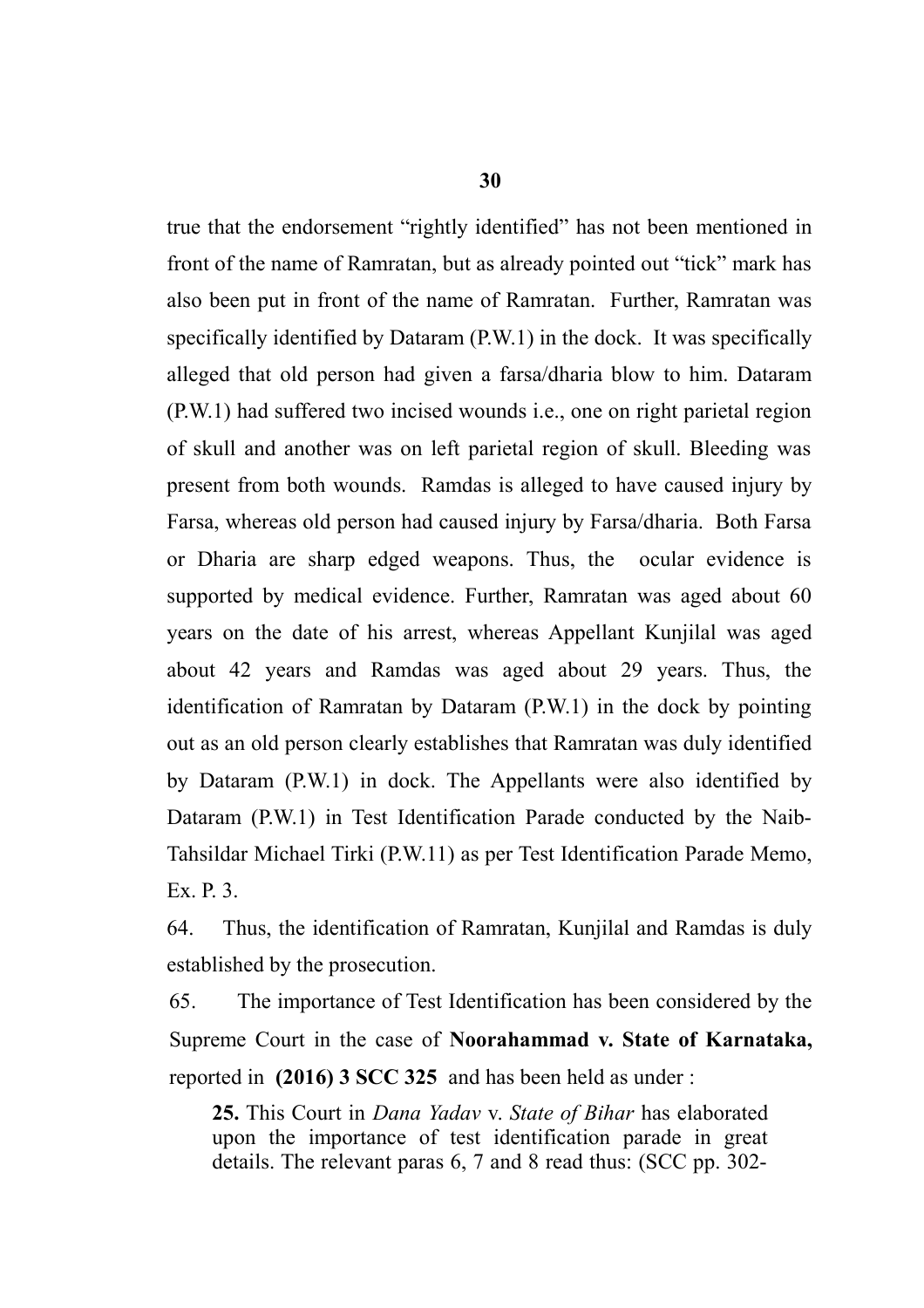true that the endorsement "rightly identified" has not been mentioned in front of the name of Ramratan, but as already pointed out "tick" mark has also been put in front of the name of Ramratan. Further, Ramratan was specifically identified by Dataram (P.W.1) in the dock. It was specifically alleged that old person had given a farsa/dharia blow to him. Dataram (P.W.1) had suffered two incised wounds i.e., one on right parietal region of skull and another was on left parietal region of skull. Bleeding was present from both wounds. Ramdas is alleged to have caused injury by Farsa, whereas old person had caused injury by Farsa/dharia. Both Farsa or Dharia are sharp edged weapons. Thus, the ocular evidence is supported by medical evidence. Further, Ramratan was aged about 60 years on the date of his arrest, whereas Appellant Kunjilal was aged about 42 years and Ramdas was aged about 29 years. Thus, the identification of Ramratan by Dataram (P.W.1) in the dock by pointing out as an old person clearly establishes that Ramratan was duly identified by Dataram (P.W.1) in dock. The Appellants were also identified by Dataram (P.W.1) in Test Identification Parade conducted by the Naib-Tahsildar Michael Tirki (P.W.11) as per Test Identification Parade Memo, Ex. P. 3.

64. Thus, the identification of Ramratan, Kunjilal and Ramdas is duly established by the prosecution.

65. The importance of Test Identification has been considered by the Supreme Court in the case of **Noorahammad v. State of Karnataka,** reported in **(2016) 3 SCC 325** and has been held as under :

> **25.** This Court in *Dana Yadav* v. *State of Bihar* has elaborated upon the importance of test identification parade in great details. The relevant paras 6, 7 and 8 read thus: (SCC pp. 302-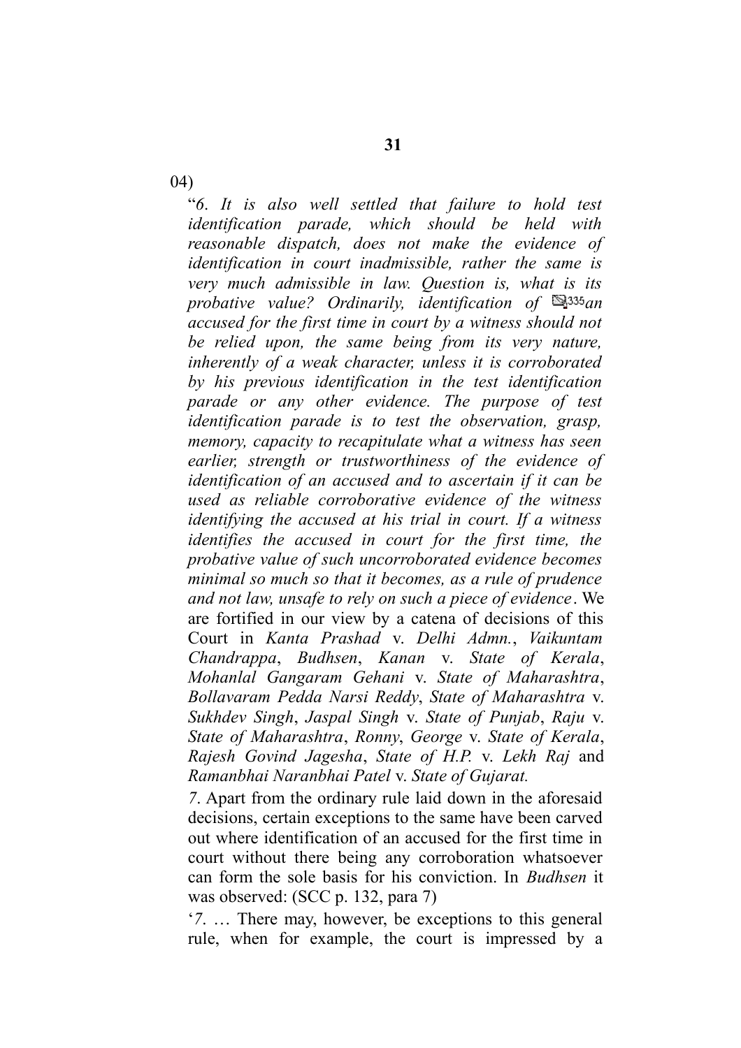04)

“*6. It is also well settled that failure to hold test identification parade, which should be held with reasonable dispatch, does not make the evidence of identification in court inadmissible, rather the same is very much admissible in law. Question is, what is its probative value? Ordinarily, identification of* 335*an accused for the first time in court by a witness should not be relied upon, the same being from its very nature, inherently of a weak character, unless it is corroborated by his previous identification in the test identification parade or any other evidence. The purpose of test identification parade is to test the observation, grasp, memory, capacity to recapitulate what a witness has seen earlier, strength or trustworthiness of the evidence of identification of an accused and to ascertain if it can be used as reliable corroborative evidence of the witness identifying the accused at his trial in court. If a witness identifies the accused in court for the first time, the probative value of such uncorroborated evidence becomes minimal so much so that it becomes, as a rule of prudence and not law, unsafe to rely on such a piece of evidence*. We are fortified in our view by a catena of decisions of this Court in *Kanta Prashad* v. *Delhi Admn.*, *Vaikuntam Chandrappa*, *Budhsen*, *Kanan* v. *State of Kerala*, *Mohanlal Gangaram Gehani* v. *State of Maharashtra*, *Bollavaram Pedda Narsi Reddy*, *State of Maharashtra* v. *Sukhdev Singh*, *Jaspal Singh* v. *State of Punjab*, *Raju* v. *State of Maharashtra*, *Ronny*, *George* v. *State of Kerala*, *Rajesh Govind Jagesha*, *State of H.P.* v. *Lekh Raj* and *Ramanbhai Naranbhai Patel* v. *State of Gujarat.*

*7*. Apart from the ordinary rule laid down in the aforesaid decisions, certain exceptions to the same have been carved out where identification of an accused for the first time in court without there being any corroboration whatsoever can form the sole basis for his conviction. In *Budhsen* it was observed: (SCC p. 132, para 7)

‘*7.* … There may, however, be exceptions to this general rule, when for example, the court is impressed by a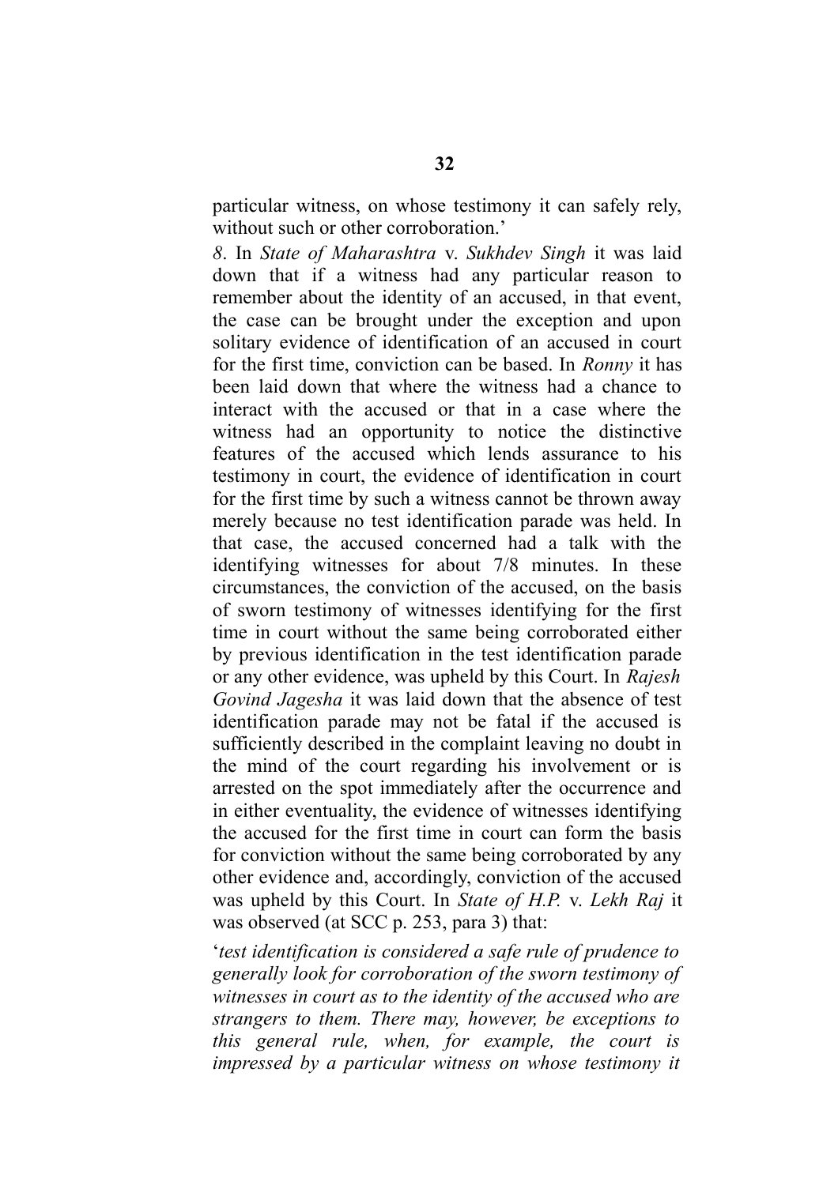particular witness, on whose testimony it can safely rely, without such or other corroboration.'

*8*. In *State of Maharashtra* v. *Sukhdev Singh* it was laid down that if a witness had any particular reason to remember about the identity of an accused, in that event, the case can be brought under the exception and upon solitary evidence of identification of an accused in court for the first time, conviction can be based. In *Ronny* it has been laid down that where the witness had a chance to interact with the accused or that in a case where the witness had an opportunity to notice the distinctive features of the accused which lends assurance to his testimony in court, the evidence of identification in court for the first time by such a witness cannot be thrown away merely because no test identification parade was held. In that case, the accused concerned had a talk with the identifying witnesses for about 7/8 minutes. In these circumstances, the conviction of the accused, on the basis of sworn testimony of witnesses identifying for the first time in court without the same being corroborated either by previous identification in the test identification parade or any other evidence, was upheld by this Court. In *Rajesh Govind Jagesha* it was laid down that the absence of test identification parade may not be fatal if the accused is sufficiently described in the complaint leaving no doubt in the mind of the court regarding his involvement or is arrested on the spot immediately after the occurrence and in either eventuality, the evidence of witnesses identifying the accused for the first time in court can form the basis for conviction without the same being corroborated by any other evidence and, accordingly, conviction of the accused was upheld by this Court. In *State of H.P.* v. *Lekh Raj* it was observed (at SCC p. 253, para 3) that:

'*test identification is considered a safe rule of prudence to generally look for corroboration of the sworn testimony of witnesses in court as to the identity of the accused who are strangers to them. There may, however, be exceptions to this general rule, when, for example, the court is impressed by a particular witness on whose testimony it*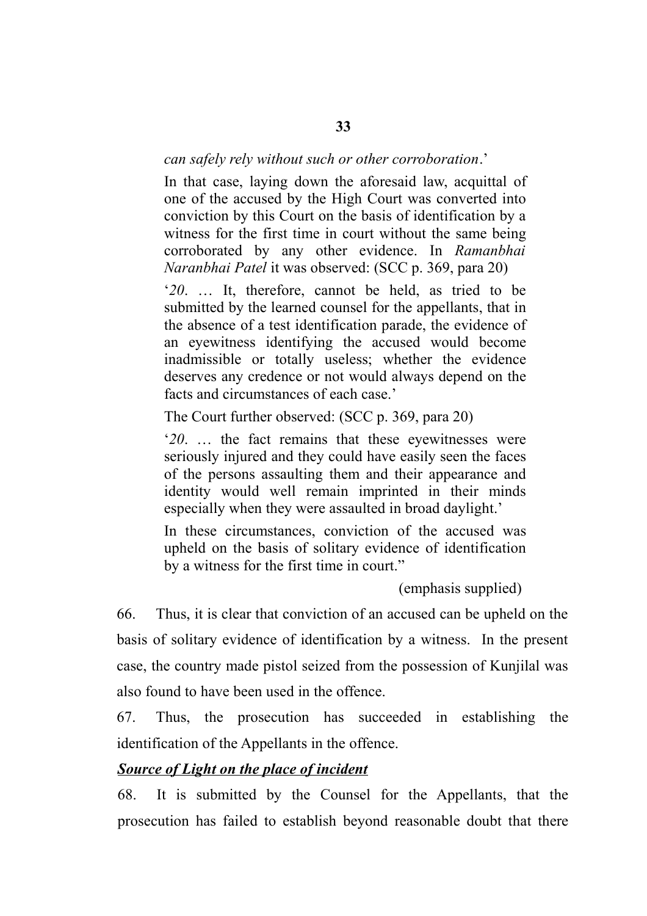*can safely rely without such or other corroboration*.'

> In that case, laying down the aforesaid law, acquittal of one of the accused by the High Court was converted into conviction by this Court on the basis of identification by a witness for the first time in court without the same being corroborated by any other evidence. In *Ramanbhai Naranbhai Patel* it was observed: (SCC p. 369, para 20)
>
> '*20*. … It, therefore, cannot be held, as tried to be submitted by the learned counsel for the appellants, that in the absence of a test identification parade, the evidence of an eyewitness identifying the accused would become inadmissible or totally useless; whether the evidence deserves any credence or not would always depend on the facts and circumstances of each case.'
>
> The Court further observed: (SCC p. 369, para 20)
>
> '*20*. … the fact remains that these eyewitnesses were seriously injured and they could have easily seen the faces of the persons assaulting them and their appearance and identity would well remain imprinted in their minds especially when they were assaulted in broad daylight.'
>
> In these circumstances, conviction of the accused was upheld on the basis of solitary evidence of identification by a witness for the first time in court."

(emphasis supplied)

66. Thus, it is clear that conviction of an accused can be upheld on the basis of solitary evidence of identification by a witness. In the present case, the country made pistol seized from the possession of Kunjilal was also found to have been used in the offence.

67. Thus, the prosecution has succeeded in establishing the identification of the Appellants in the offence.

***Source of Light on the place of incident***

68. It is submitted by the Counsel for the Appellants, that the prosecution has failed to establish beyond reasonable doubt that there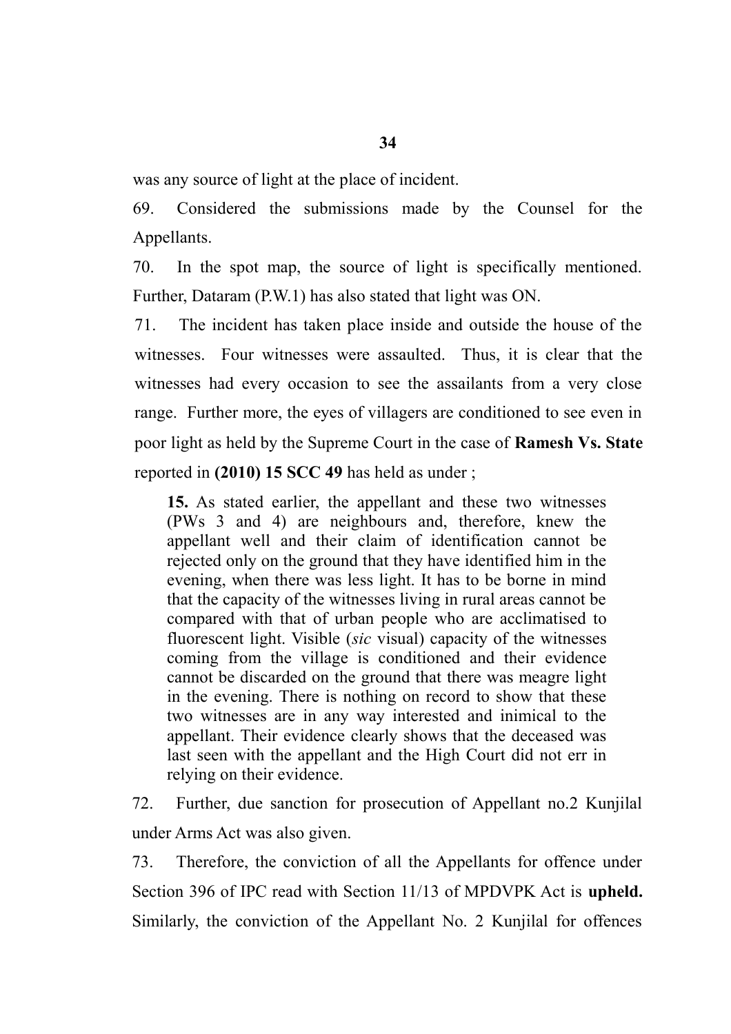was any source of light at the place of incident.

69. Considered the submissions made by the Counsel for the Appellants.

70. In the spot map, the source of light is specifically mentioned. Further, Dataram (P.W.1) has also stated that light was ON.

71. The incident has taken place inside and outside the house of the witnesses. Four witnesses were assaulted. Thus, it is clear that the witnesses had every occasion to see the assailants from a very close range. Further more, the eyes of villagers are conditioned to see even in poor light as held by the Supreme Court in the case of **Ramesh Vs. State** reported in **(2010) 15 SCC 49** has held as under ;

> **15.** As stated earlier, the appellant and these two witnesses (PWs 3 and 4) are neighbours and, therefore, knew the appellant well and their claim of identification cannot be rejected only on the ground that they have identified him in the evening, when there was less light. It has to be borne in mind that the capacity of the witnesses living in rural areas cannot be compared with that of urban people who are acclimatised to fluorescent light. Visible (*sic* visual) capacity of the witnesses coming from the village is conditioned and their evidence cannot be discarded on the ground that there was meagre light in the evening. There is nothing on record to show that these two witnesses are in any way interested and inimical to the appellant. Their evidence clearly shows that the deceased was last seen with the appellant and the High Court did not err in relying on their evidence.

72. Further, due sanction for prosecution of Appellant no.2 Kunjilal under Arms Act was also given.

73. Therefore, the conviction of all the Appellants for offence under Section 396 of IPC read with Section 11/13 of MPDVPK Act is **upheld.** Similarly, the conviction of the Appellant No. 2 Kunjilal for offences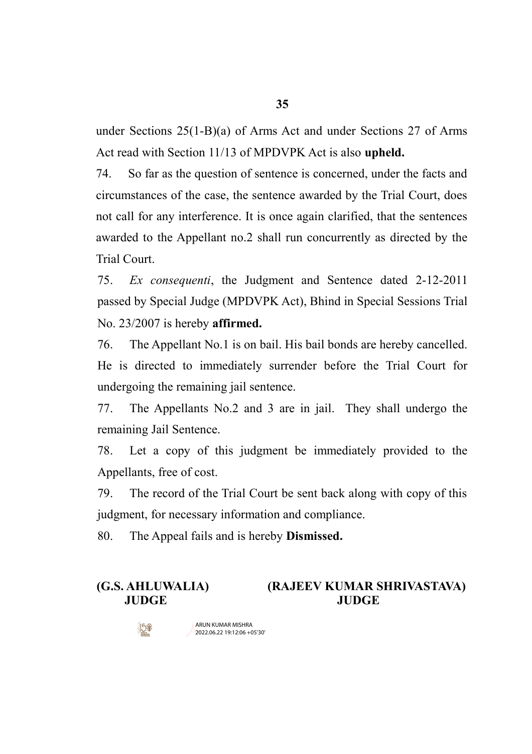under Sections 25(1-B)(a) of Arms Act and under Sections 27 of Arms Act read with Section 11/13 of MPDVPK Act is also **upheld.**

74. So far as the question of sentence is concerned, under the facts and circumstances of the case, the sentence awarded by the Trial Court, does not call for any interference. It is once again clarified, that the sentences awarded to the Appellant no.2 shall run concurrently as directed by the Trial Court.

75. *Ex consequenti*, the Judgment and Sentence dated 2-12-2011 passed by Special Judge (MPDVPK Act), Bhind in Special Sessions Trial No. 23/2007 is hereby **affirmed.**

76. The Appellant No.1 is on bail. His bail bonds are hereby cancelled. He is directed to immediately surrender before the Trial Court for undergoing the remaining jail sentence.

77. The Appellants No.2 and 3 are in jail. They shall undergo the remaining Jail Sentence.

78. Let a copy of this judgment be immediately provided to the Appellants, free of cost.

79. The record of the Trial Court be sent back along with copy of this judgment, for necessary information and compliance.

80. The Appeal fails and is hereby **Dismissed.**

**(G.S. AHLUWALIA)**
**JUDGE**

**(RAJEEV KUMAR SHRIVASTAVA)**
**JUDGE**

ARUN KUMAR MISHRA
2022.06.22 19:12:06 +05'30'